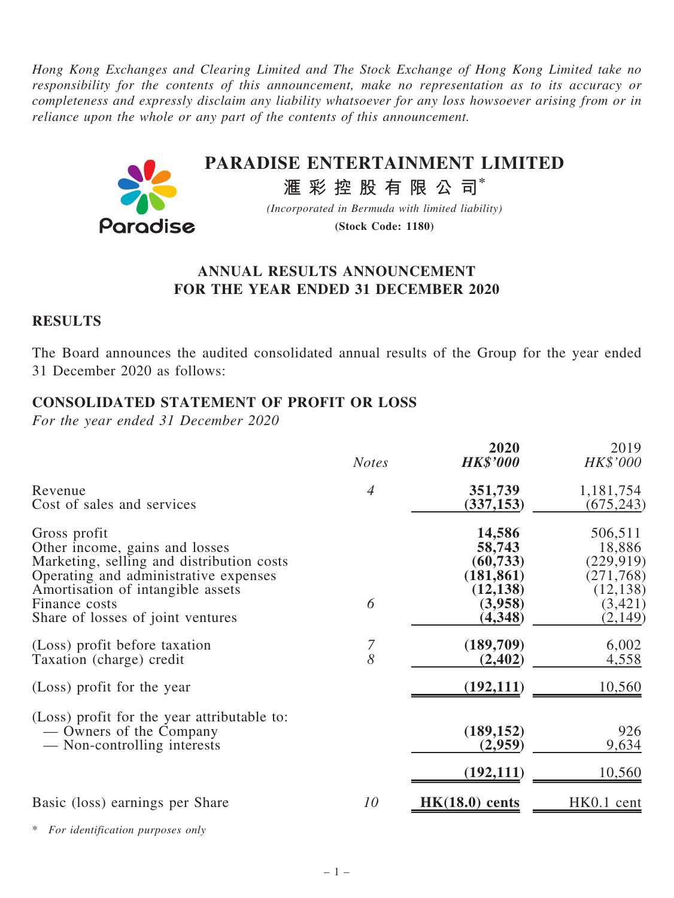*Hong Kong Exchanges and Clearing Limited and The Stock Exchange of Hong Kong Limited take no responsibility for the contents of this announcement, make no representation as to its accuracy or completeness and expressly disclaim any liability whatsoever for any loss howsoever arising from or in reliance upon the whole or any part of the contents of this announcement.*

# PARADISE ENTERTAINMENT LIMITED

**滙彩控股有限公司***

*(Incorporated in Bermuda with limited liability)*

**(Stock Code: 1180)**

## ANNUAL RESULTS ANNOUNCEMENT FOR THE YEAR ENDED 31 DECEMBER 2020

## RESULTS

The Board announces the audited consolidated annual results of the Group for the year ended 31 December 2020 as follows:

## CONSOLIDATED STATEMENT OF PROFIT OR LOSS

*For the year ended 31 December 2020*

| | *Notes* | **2020** *HK$'000* | 2019 *HK$'000* |
|---|---|---|---|
| Revenue | *4* | **351,739** | 1,181,754 |
| Cost of sales and services | | **(337,153)** | (675,243) |
| Gross profit | | **14,586** | 506,511 |
| Other income, gains and losses | | **58,743** | 18,886 |
| Marketing, selling and distribution costs | | **(60,733)** | (229,919) |
| Operating and administrative expenses | | **(181,861)** | (271,768) |
| Amortisation of intangible assets | | **(12,138)** | (12,138) |
| Finance costs | 6 | **(3,958)** | (3,421) |
| Share of losses of joint ventures | | **(4,348)** | (2,149) |
| (Loss) profit before taxation | *7* | **(189,709)** | 6,002 |
| Taxation (charge) credit | *8* | **(2,402)** | 4,558 |
| (Loss) profit for the year | | **(192,111)** | 10,560 |
| (Loss) profit for the year attributable to: | | | |
| — Owners of the Company | | **(189,152)** | 926 |
| — Non-controlling interests | | **(2,959)** | 9,634 |
| | | **(192,111)** | 10,560 |
| Basic (loss) earnings per Share | *10* | **HK(18.0) cents** | HK0.1 cent |

\* *For identification purposes only*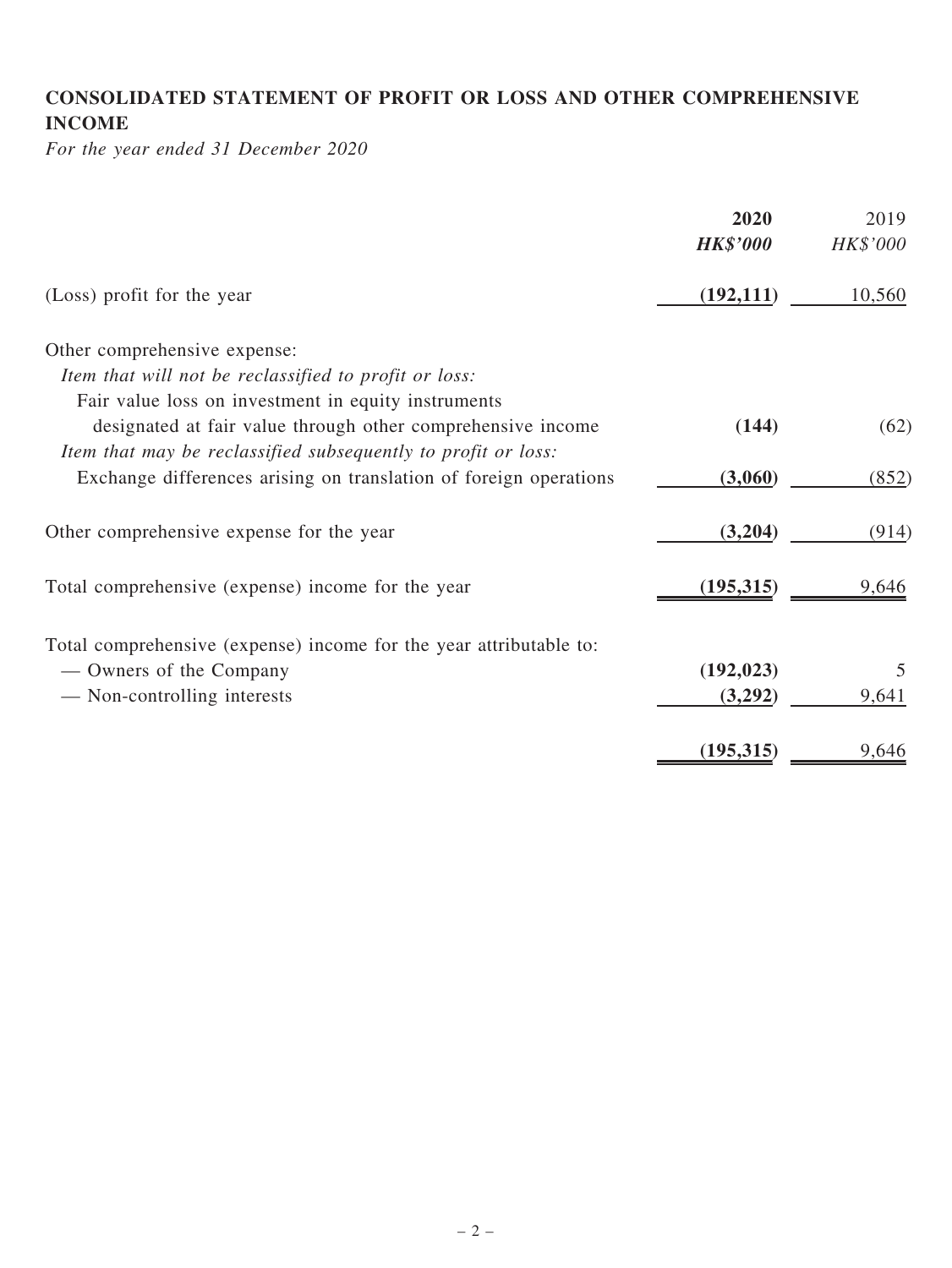## CONSOLIDATED STATEMENT OF PROFIT OR LOSS AND OTHER COMPREHENSIVE INCOME

*For the year ended 31 December 2020*

| | **2020** | 2019 |
|---|---|---|
| | ***HK$'000*** | *HK$'000* |
| (Loss) profit for the year | **(192,111)** | 10,560 |
| Other comprehensive expense: | | |
| *Item that will not be reclassified to profit or loss:* | | |
| Fair value loss on investment in equity instruments designated at fair value through other comprehensive income | **(144)** | (62) |
| *Item that may be reclassified subsequently to profit or loss:* | | |
| Exchange differences arising on translation of foreign operations | **(3,060)** | (852) |
| Other comprehensive expense for the year | **(3,204)** | (914) |
| Total comprehensive (expense) income for the year | **(195,315)** | 9,646 |
| Total comprehensive (expense) income for the year attributable to: | | |
| — Owners of the Company | **(192,023)** | 5 |
| — Non-controlling interests | **(3,292)** | 9,641 |
| | **(195,315)** | 9,646 |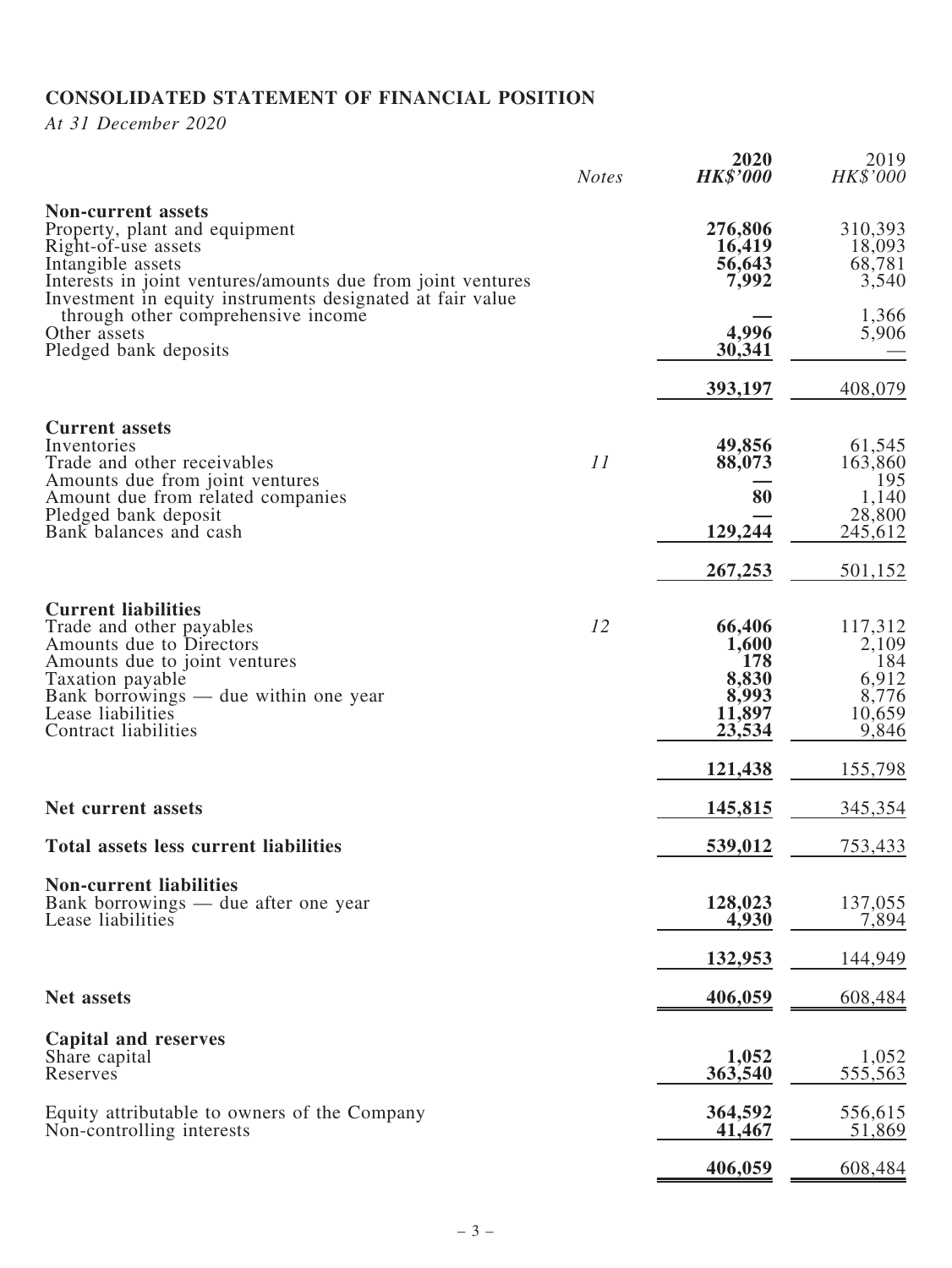## CONSOLIDATED STATEMENT OF FINANCIAL POSITION

*At 31 December 2020*

| | *Notes* | **2020** ***HK$'000*** | 2019 *HK$'000* |
|---|---|---|---|
| **Non-current assets** | | | |
| Property, plant and equipment | | **276,806** | 310,393 |
| Right-of-use assets | | **16,419** | 18,093 |
| Intangible assets | | **56,643** | 68,781 |
| Interests in joint ventures/amounts due from joint ventures | | **7,992** | 3,540 |
| Investment in equity instruments designated at fair value through other comprehensive income | | **—** | 1,366 |
| Other assets | | **4,996** | 5,906 |
| Pledged bank deposits | | **30,341** | — |
| | | **393,197** | 408,079 |
| **Current assets** | | | |
| Inventories | | **49,856** | 61,545 |
| Trade and other receivables | 11 | **88,073** | 163,860 |
| Amounts due from joint ventures | | **—** | 195 |
| Amount due from related companies | | **80** | 1,140 |
| Pledged bank deposit | | **—** | 28,800 |
| Bank balances and cash | | **129,244** | 245,612 |
| | | **267,253** | 501,152 |
| **Current liabilities** | | | |
| Trade and other payables | 12 | **66,406** | 117,312 |
| Amounts due to Directors | | **1,600** | 2,109 |
| Amounts due to joint ventures | | **178** | 184 |
| Taxation payable | | **8,830** | 6,912 |
| Bank borrowings — due within one year | | **8,993** | 8,776 |
| Lease liabilities | | **11,897** | 10,659 |
| Contract liabilities | | **23,534** | 9,846 |
| | | **121,438** | 155,798 |
| **Net current assets** | | **145,815** | 345,354 |
| **Total assets less current liabilities** | | **539,012** | 753,433 |
| **Non-current liabilities** | | | |
| Bank borrowings — due after one year | | **128,023** | 137,055 |
| Lease liabilities | | **4,930** | 7,894 |
| | | **132,953** | 144,949 |
| **Net assets** | | **406,059** | 608,484 |
| **Capital and reserves** | | | |
| Share capital | | **1,052** | 1,052 |
| Reserves | | **363,540** | 555,563 |
| Equity attributable to owners of the Company | | **364,592** | 556,615 |
| Non-controlling interests | | **41,467** | 51,869 |
| | | **406,059** | 608,484 |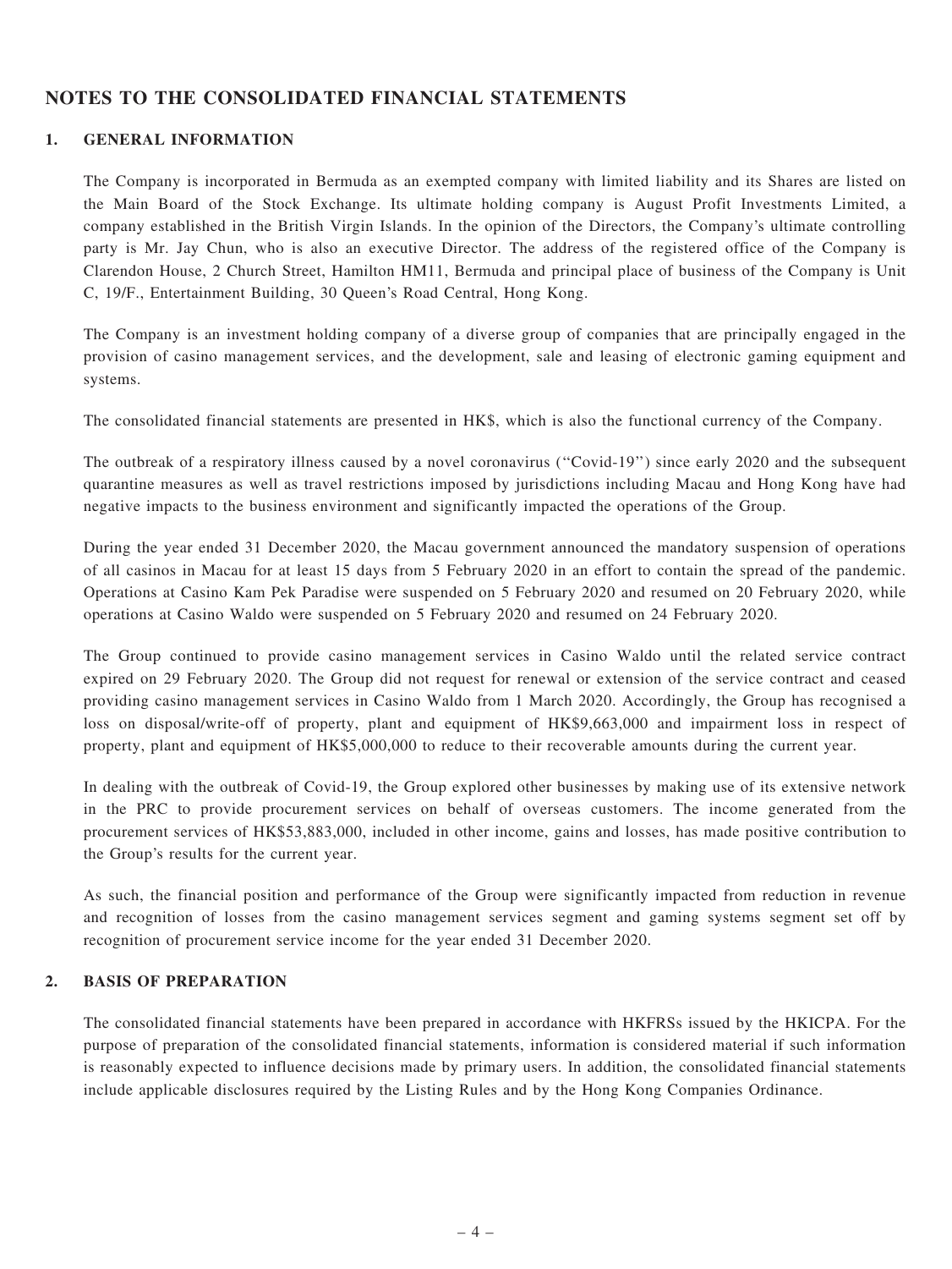## NOTES TO THE CONSOLIDATED FINANCIAL STATEMENTS

### 1. GENERAL INFORMATION

The Company is incorporated in Bermuda as an exempted company with limited liability and its Shares are listed on the Main Board of the Stock Exchange. Its ultimate holding company is August Profit Investments Limited, a company established in the British Virgin Islands. In the opinion of the Directors, the Company's ultimate controlling party is Mr. Jay Chun, who is also an executive Director. The address of the registered office of the Company is Clarendon House, 2 Church Street, Hamilton HM11, Bermuda and principal place of business of the Company is Unit C, 19/F., Entertainment Building, 30 Queen's Road Central, Hong Kong.

The Company is an investment holding company of a diverse group of companies that are principally engaged in the provision of casino management services, and the development, sale and leasing of electronic gaming equipment and systems.

The consolidated financial statements are presented in HK$, which is also the functional currency of the Company.

The outbreak of a respiratory illness caused by a novel coronavirus ("Covid-19") since early 2020 and the subsequent quarantine measures as well as travel restrictions imposed by jurisdictions including Macau and Hong Kong have had negative impacts to the business environment and significantly impacted the operations of the Group.

During the year ended 31 December 2020, the Macau government announced the mandatory suspension of operations of all casinos in Macau for at least 15 days from 5 February 2020 in an effort to contain the spread of the pandemic. Operations at Casino Kam Pek Paradise were suspended on 5 February 2020 and resumed on 20 February 2020, while operations at Casino Waldo were suspended on 5 February 2020 and resumed on 24 February 2020.

The Group continued to provide casino management services in Casino Waldo until the related service contract expired on 29 February 2020. The Group did not request for renewal or extension of the service contract and ceased providing casino management services in Casino Waldo from 1 March 2020. Accordingly, the Group has recognised a loss on disposal/write-off of property, plant and equipment of HK$9,663,000 and impairment loss in respect of property, plant and equipment of HK$5,000,000 to reduce to their recoverable amounts during the current year.

In dealing with the outbreak of Covid-19, the Group explored other businesses by making use of its extensive network in the PRC to provide procurement services on behalf of overseas customers. The income generated from the procurement services of HK$53,883,000, included in other income, gains and losses, has made positive contribution to the Group's results for the current year.

As such, the financial position and performance of the Group were significantly impacted from reduction in revenue and recognition of losses from the casino management services segment and gaming systems segment set off by recognition of procurement service income for the year ended 31 December 2020.

### 2. BASIS OF PREPARATION

The consolidated financial statements have been prepared in accordance with HKFRSs issued by the HKICPA. For the purpose of preparation of the consolidated financial statements, information is considered material if such information is reasonably expected to influence decisions made by primary users. In addition, the consolidated financial statements include applicable disclosures required by the Listing Rules and by the Hong Kong Companies Ordinance.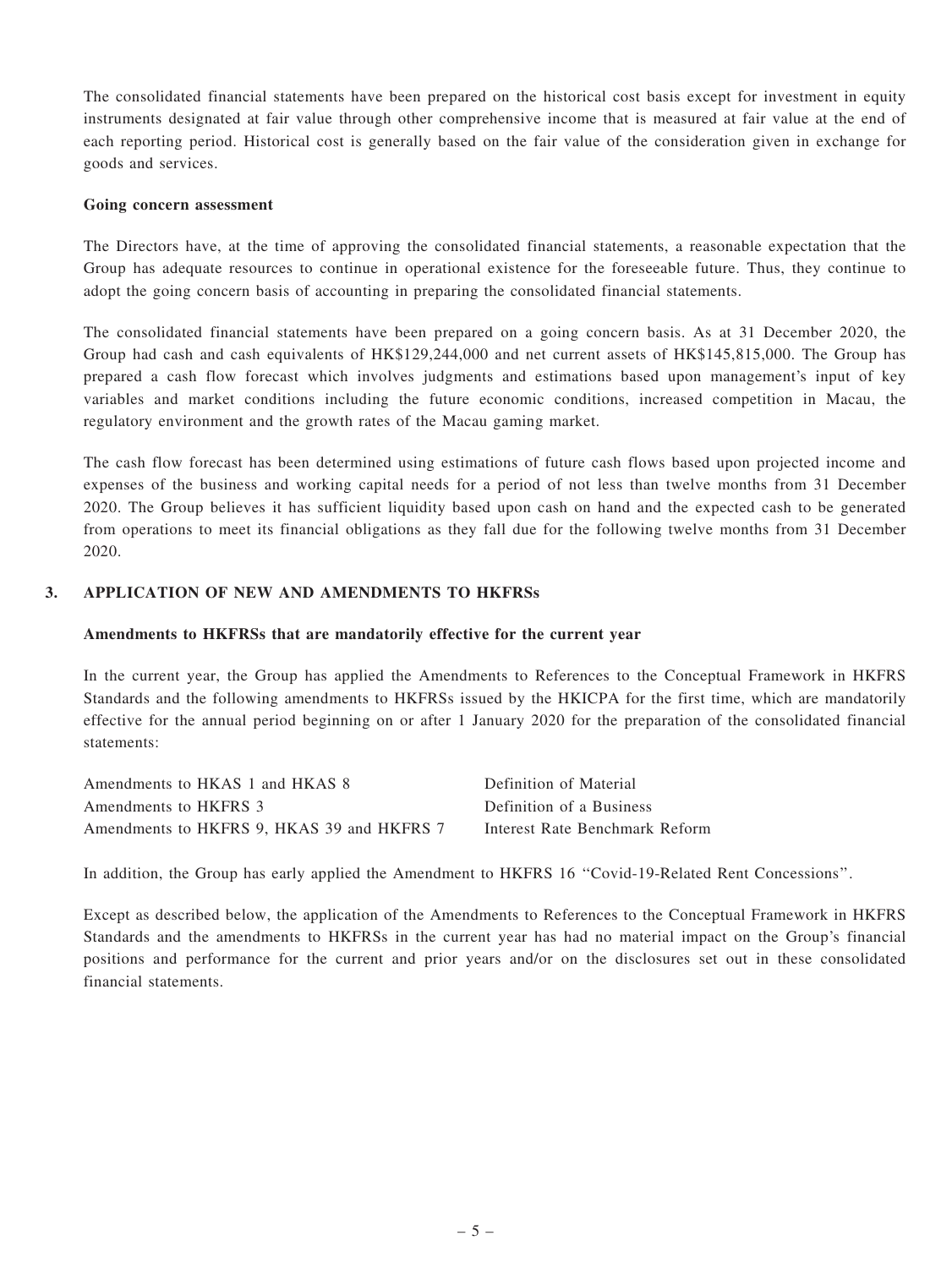The consolidated financial statements have been prepared on the historical cost basis except for investment in equity instruments designated at fair value through other comprehensive income that is measured at fair value at the end of each reporting period. Historical cost is generally based on the fair value of the consideration given in exchange for goods and services.

**Going concern assessment**

The Directors have, at the time of approving the consolidated financial statements, a reasonable expectation that the Group has adequate resources to continue in operational existence for the foreseeable future. Thus, they continue to adopt the going concern basis of accounting in preparing the consolidated financial statements.

The consolidated financial statements have been prepared on a going concern basis. As at 31 December 2020, the Group had cash and cash equivalents of HK$129,244,000 and net current assets of HK$145,815,000. The Group has prepared a cash flow forecast which involves judgments and estimations based upon management's input of key variables and market conditions including the future economic conditions, increased competition in Macau, the regulatory environment and the growth rates of the Macau gaming market.

The cash flow forecast has been determined using estimations of future cash flows based upon projected income and expenses of the business and working capital needs for a period of not less than twelve months from 31 December 2020. The Group believes it has sufficient liquidity based upon cash on hand and the expected cash to be generated from operations to meet its financial obligations as they fall due for the following twelve months from 31 December 2020.

## 3. APPLICATION OF NEW AND AMENDMENTS TO HKFRSs

**Amendments to HKFRSs that are mandatorily effective for the current year**

In the current year, the Group has applied the Amendments to References to the Conceptual Framework in HKFRS Standards and the following amendments to HKFRSs issued by the HKICPA for the first time, which are mandatorily effective for the annual period beginning on or after 1 January 2020 for the preparation of the consolidated financial statements:

| | |
|---|---|
| Amendments to HKAS 1 and HKAS 8 | Definition of Material |
| Amendments to HKFRS 3 | Definition of a Business |
| Amendments to HKFRS 9, HKAS 39 and HKFRS 7 | Interest Rate Benchmark Reform |

In addition, the Group has early applied the Amendment to HKFRS 16 "Covid-19-Related Rent Concessions".

Except as described below, the application of the Amendments to References to the Conceptual Framework in HKFRS Standards and the amendments to HKFRSs in the current year has had no material impact on the Group's financial positions and performance for the current and prior years and/or on the disclosures set out in these consolidated financial statements.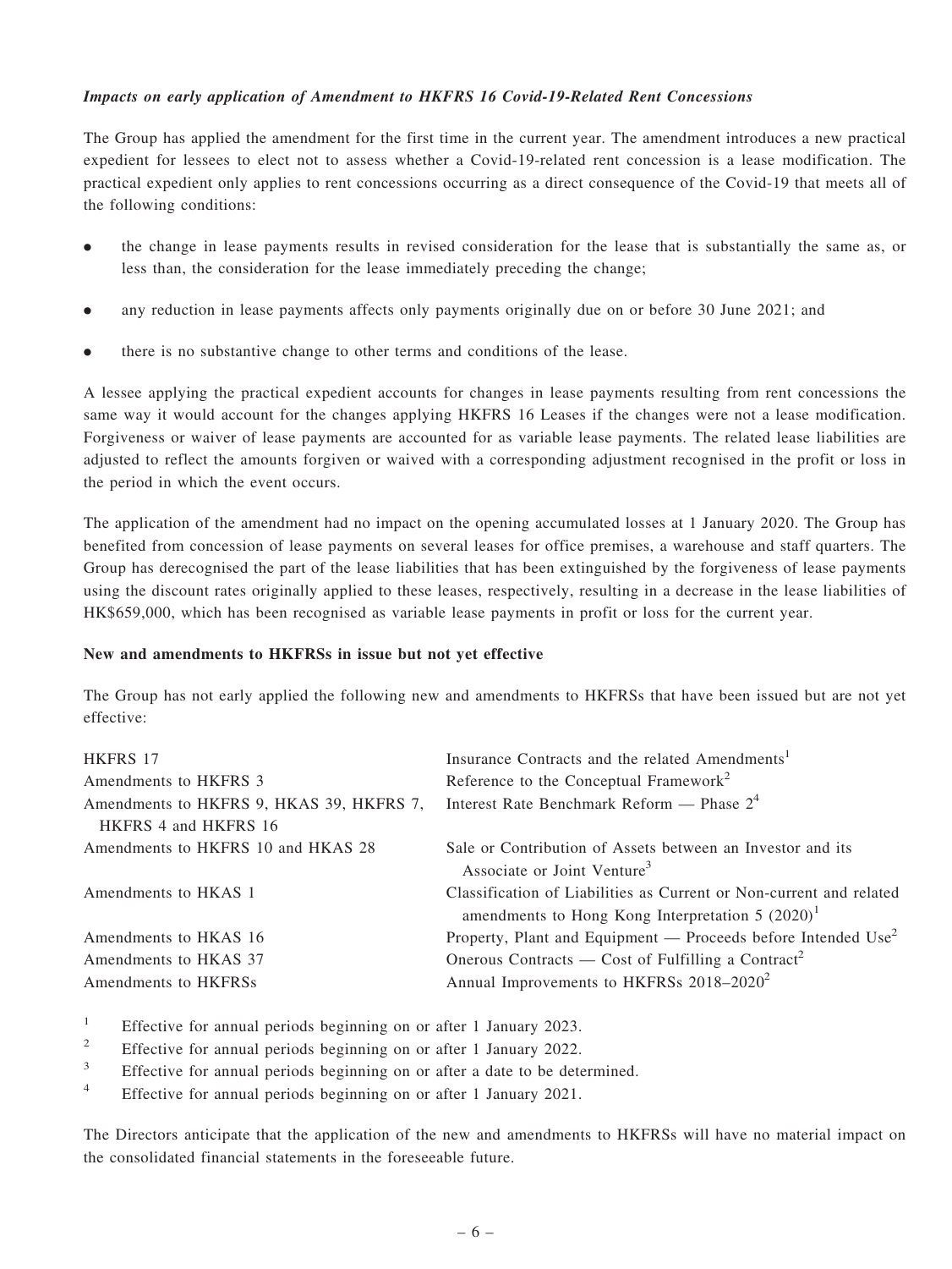### *Impacts on early application of Amendment to HKFRS 16 Covid-19-Related Rent Concessions*

The Group has applied the amendment for the first time in the current year. The amendment introduces a new practical expedient for lessees to elect not to assess whether a Covid-19-related rent concession is a lease modification. The practical expedient only applies to rent concessions occurring as a direct consequence of the Covid-19 that meets all of the following conditions:

- the change in lease payments results in revised consideration for the lease that is substantially the same as, or less than, the consideration for the lease immediately preceding the change;
- any reduction in lease payments affects only payments originally due on or before 30 June 2021; and
- there is no substantive change to other terms and conditions of the lease.

A lessee applying the practical expedient accounts for changes in lease payments resulting from rent concessions the same way it would account for the changes applying HKFRS 16 Leases if the changes were not a lease modification. Forgiveness or waiver of lease payments are accounted for as variable lease payments. The related lease liabilities are adjusted to reflect the amounts forgiven or waived with a corresponding adjustment recognised in the profit or loss in the period in which the event occurs.

The application of the amendment had no impact on the opening accumulated losses at 1 January 2020. The Group has benefited from concession of lease payments on several leases for office premises, a warehouse and staff quarters. The Group has derecognised the part of the lease liabilities that has been extinguished by the forgiveness of lease payments using the discount rates originally applied to these leases, respectively, resulting in a decrease in the lease liabilities of HK$659,000, which has been recognised as variable lease payments in profit or loss for the current year.

### New and amendments to HKFRSs in issue but not yet effective

The Group has not early applied the following new and amendments to HKFRSs that have been issued but are not yet effective:

| | |
|---|---|
| HKFRS 17 | Insurance Contracts and the related Amendments[1] |
| Amendments to HKFRS 3 | Reference to the Conceptual Framework[2] |
| Amendments to HKFRS 9, HKAS 39, HKFRS 7, HKFRS 4 and HKFRS 16 | Interest Rate Benchmark Reform — Phase 2[4] |
| Amendments to HKFRS 10 and HKAS 28 | Sale or Contribution of Assets between an Investor and its Associate or Joint Venture[3] |
| Amendments to HKAS 1 | Classification of Liabilities as Current or Non-current and related amendments to Hong Kong Interpretation 5 (2020)[1] |
| Amendments to HKAS 16 | Property, Plant and Equipment — Proceeds before Intended Use[2] |
| Amendments to HKAS 37 | Onerous Contracts — Cost of Fulfilling a Contract[2] |
| Amendments to HKFRSs | Annual Improvements to HKFRSs 2018–2020[2] |

[1] Effective for annual periods beginning on or after 1 January 2023.

[2] Effective for annual periods beginning on or after 1 January 2022.

[3] Effective for annual periods beginning on or after a date to be determined.

[4] Effective for annual periods beginning on or after 1 January 2021.

The Directors anticipate that the application of the new and amendments to HKFRSs will have no material impact on the consolidated financial statements in the foreseeable future.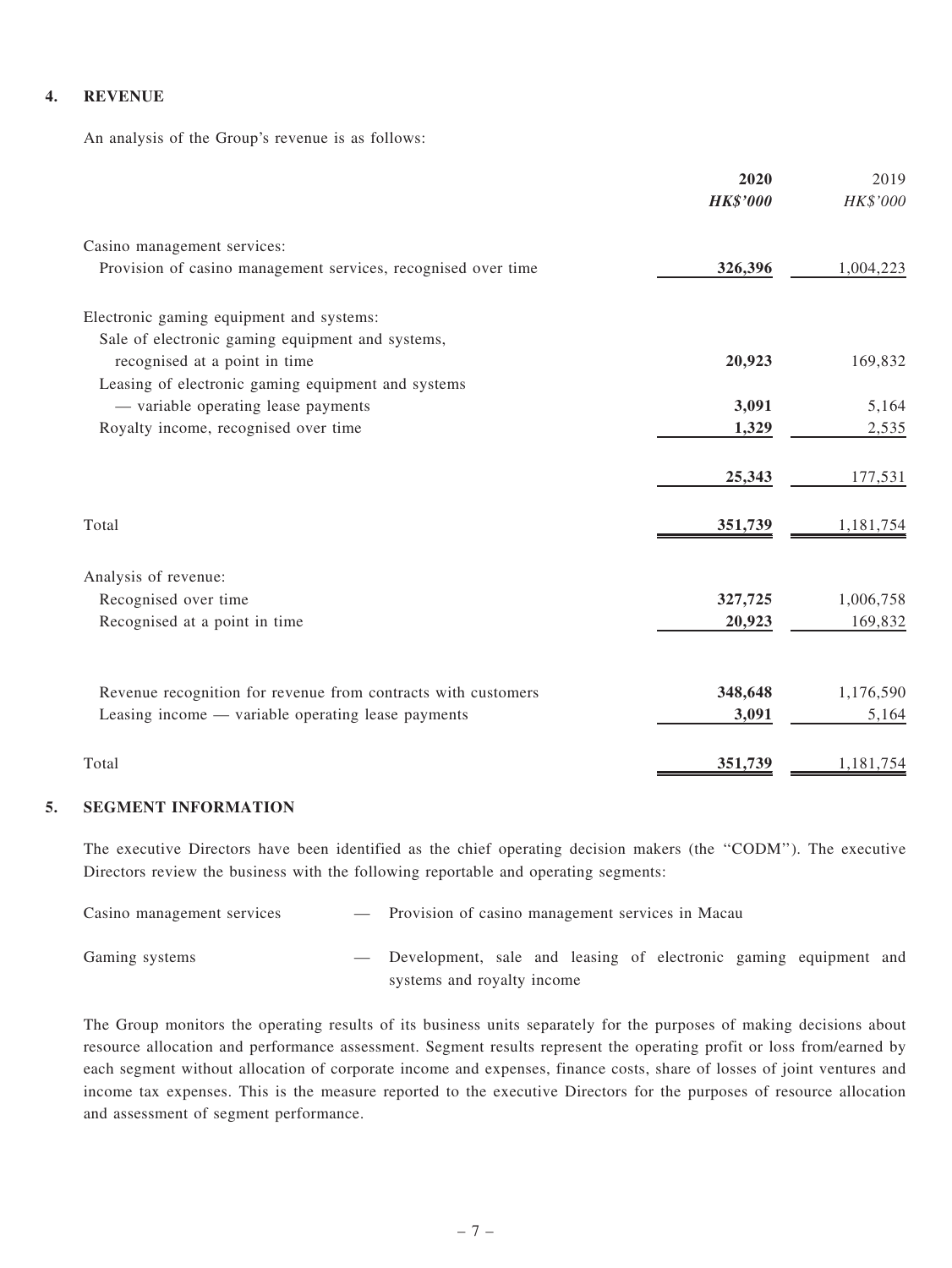## 4. REVENUE

An analysis of the Group's revenue is as follows:

| | 2020 | 2019 |
|---|---|---|
| | ***HK$'000*** | *HK$'000* |
| Casino management services: | | |
| Provision of casino management services, recognised over time | **326,396** | 1,004,223 |
| Electronic gaming equipment and systems: | | |
| Sale of electronic gaming equipment and systems, recognised at a point in time | **20,923** | 169,832 |
| Leasing of electronic gaming equipment and systems — variable operating lease payments | **3,091** | 5,164 |
| Royalty income, recognised over time | **1,329** | 2,535 |
| | **25,343** | 177,531 |
| Total | **351,739** | 1,181,754 |
| Analysis of revenue: | | |
| Recognised over time | **327,725** | 1,006,758 |
| Recognised at a point in time | **20,923** | 169,832 |
| Revenue recognition for revenue from contracts with customers | **348,648** | 1,176,590 |
| Leasing income — variable operating lease payments | **3,091** | 5,164 |
| Total | **351,739** | 1,181,754 |

## 5. SEGMENT INFORMATION

The executive Directors have been identified as the chief operating decision makers (the "CODM"). The executive Directors review the business with the following reportable and operating segments:

| | | |
|---|---|---|
| Casino management services | — | Provision of casino management services in Macau |
| Gaming systems | — | Development, sale and leasing of electronic gaming equipment and systems and royalty income |

The Group monitors the operating results of its business units separately for the purposes of making decisions about resource allocation and performance assessment. Segment results represent the operating profit or loss from/earned by each segment without allocation of corporate income and expenses, finance costs, share of losses of joint ventures and income tax expenses. This is the measure reported to the executive Directors for the purposes of resource allocation and assessment of segment performance.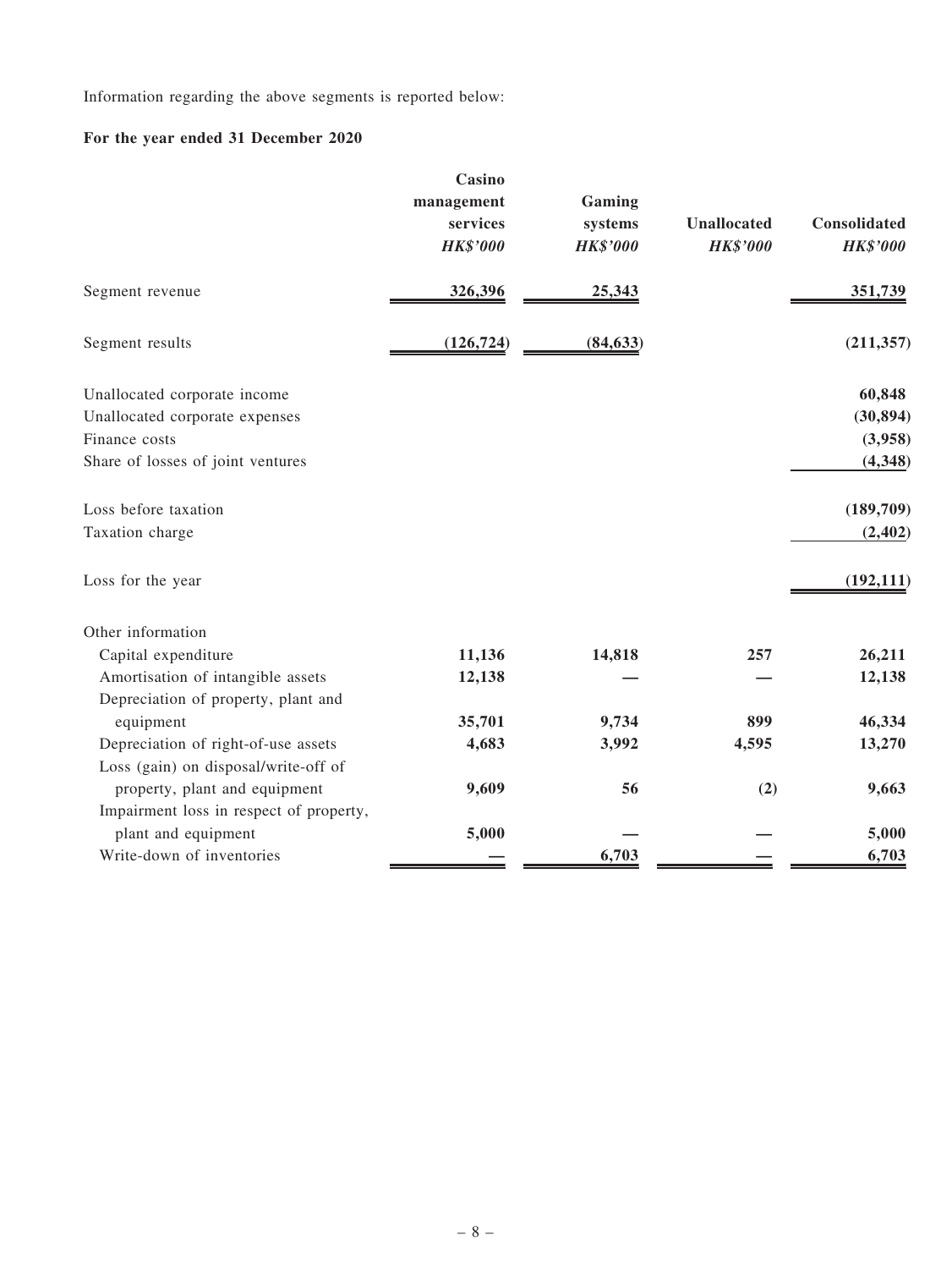Information regarding the above segments is reported below:

**For the year ended 31 December 2020**

| | Casino management services | Gaming systems | Unallocated | Consolidated |
|---|---|---|---|---|
| | ***HK$'000*** | ***HK$'000*** | ***HK$'000*** | ***HK$'000*** |
| Segment revenue | 326,396 | 25,343 | | 351,739 |
| Segment results | (126,724) | (84,633) | | (211,357) |
| Unallocated corporate income | | | | 60,848 |
| Unallocated corporate expenses | | | | (30,894) |
| Finance costs | | | | (3,958) |
| Share of losses of joint ventures | | | | (4,348) |
| Loss before taxation | | | | (189,709) |
| Taxation charge | | | | (2,402) |
| Loss for the year | | | | (192,111) |
| Other information | | | | |
| Capital expenditure | 11,136 | 14,818 | 257 | 26,211 |
| Amortisation of intangible assets | 12,138 | — | — | 12,138 |
| Depreciation of property, plant and equipment | 35,701 | 9,734 | 899 | 46,334 |
| Depreciation of right-of-use assets | 4,683 | 3,992 | 4,595 | 13,270 |
| Loss (gain) on disposal/write-off of property, plant and equipment | 9,609 | 56 | (2) | 9,663 |
| Impairment loss in respect of property, plant and equipment | 5,000 | — | — | 5,000 |
| Write-down of inventories | — | 6,703 | — | 6,703 |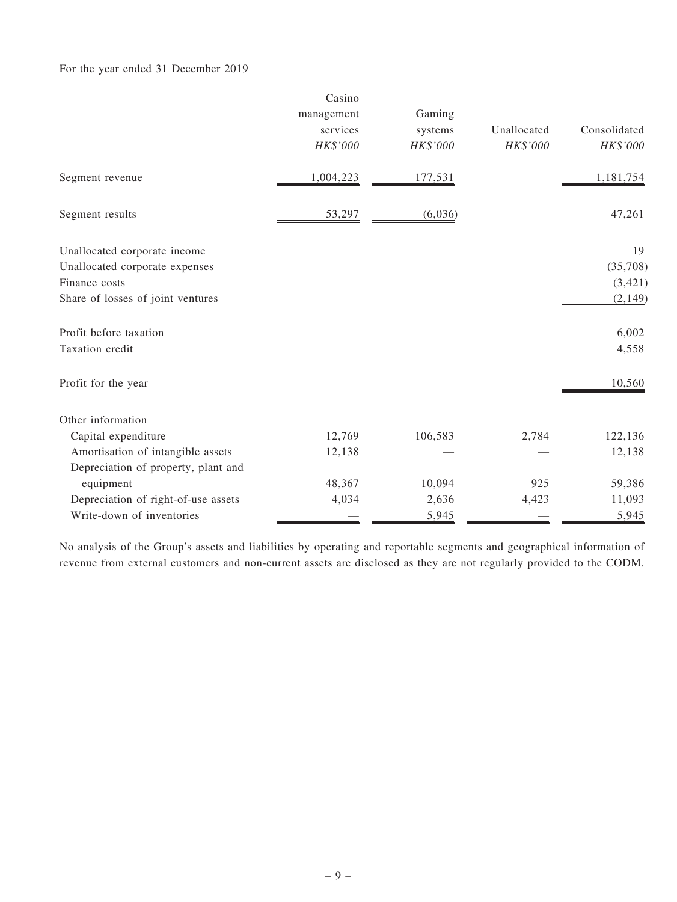For the year ended 31 December 2019

| | Casino management services HK$'000 | Gaming systems HK$'000 | Unallocated HK$'000 | Consolidated HK$'000 |
|---|---|---|---|---|
| Segment revenue | 1,004,223 | 177,531 | | 1,181,754 |
| Segment results | 53,297 | (6,036) | | 47,261 |
| Unallocated corporate income | | | | 19 |
| Unallocated corporate expenses | | | | (35,708) |
| Finance costs | | | | (3,421) |
| Share of losses of joint ventures | | | | (2,149) |
| Profit before taxation | | | | 6,002 |
| Taxation credit | | | | 4,558 |
| Profit for the year | | | | 10,560 |
| Other information | | | | |
| Capital expenditure | 12,769 | 106,583 | 2,784 | 122,136 |
| Amortisation of intangible assets | 12,138 | — | — | 12,138 |
| Depreciation of property, plant and equipment | 48,367 | 10,094 | 925 | 59,386 |
| Depreciation of right-of-use assets | 4,034 | 2,636 | 4,423 | 11,093 |
| Write-down of inventories | — | 5,945 | — | 5,945 |

No analysis of the Group's assets and liabilities by operating and reportable segments and geographical information of revenue from external customers and non-current assets are disclosed as they are not regularly provided to the CODM.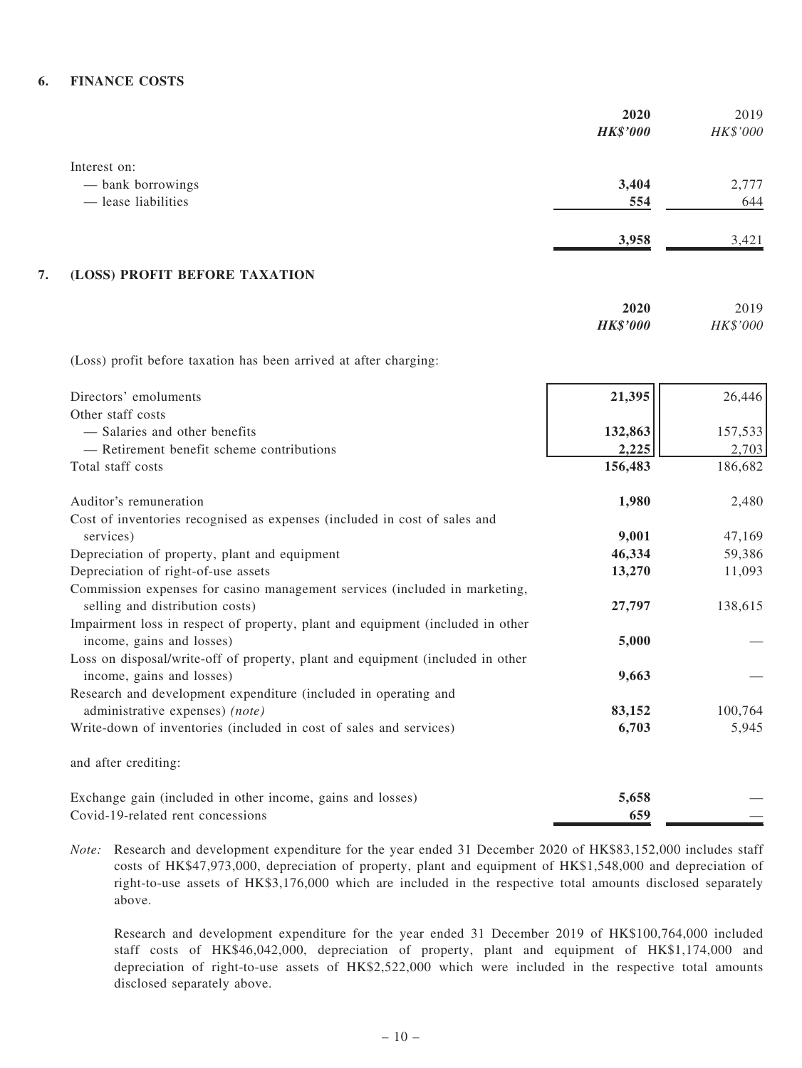## 6. FINANCE COSTS

| | **2020** | 2019 |
|---|---|---|
| | ***HK$'000*** | *HK$'000* |
| Interest on: | | |
| — bank borrowings | **3,404** | 2,777 |
| — lease liabilities | **554** | 644 |
| | **3,958** | 3,421 |

## 7. (LOSS) PROFIT BEFORE TAXATION

| | **2020** | 2019 |
|---|---|---|
| | ***HK$'000*** | *HK$'000* |
| (Loss) profit before taxation has been arrived at after charging: | | |
| Directors' emoluments | **21,395** | 26,446 |
| Other staff costs | | |
| — Salaries and other benefits | **132,863** | 157,533 |
| — Retirement benefit scheme contributions | **2,225** | 2,703 |
| Total staff costs | **156,483** | 186,682 |
| Auditor's remuneration | **1,980** | 2,480 |
| Cost of inventories recognised as expenses (included in cost of sales and services) | **9,001** | 47,169 |
| Depreciation of property, plant and equipment | **46,334** | 59,386 |
| Depreciation of right-of-use assets | **13,270** | 11,093 |
| Commission expenses for casino management services (included in marketing, selling and distribution costs) | **27,797** | 138,615 |
| Impairment loss in respect of property, plant and equipment (included in other income, gains and losses) | **5,000** | — |
| Loss on disposal/write-off of property, plant and equipment (included in other income, gains and losses) | **9,663** | — |
| Research and development expenditure (included in operating and administrative expenses) *(note)* | **83,152** | 100,764 |
| Write-down of inventories (included in cost of sales and services) | **6,703** | 5,945 |
| and after crediting: | | |
| Exchange gain (included in other income, gains and losses) | **5,658** | — |
| Covid-19-related rent concessions | **659** | — |

*Note:* Research and development expenditure for the year ended 31 December 2020 of HK$83,152,000 includes staff costs of HK$47,973,000, depreciation of property, plant and equipment of HK$1,548,000 and depreciation of right-to-use assets of HK$3,176,000 which are included in the respective total amounts disclosed separately above.

Research and development expenditure for the year ended 31 December 2019 of HK$100,764,000 included staff costs of HK$46,042,000, depreciation of property, plant and equipment of HK$1,174,000 and depreciation of right-to-use assets of HK$2,522,000 which were included in the respective total amounts disclosed separately above.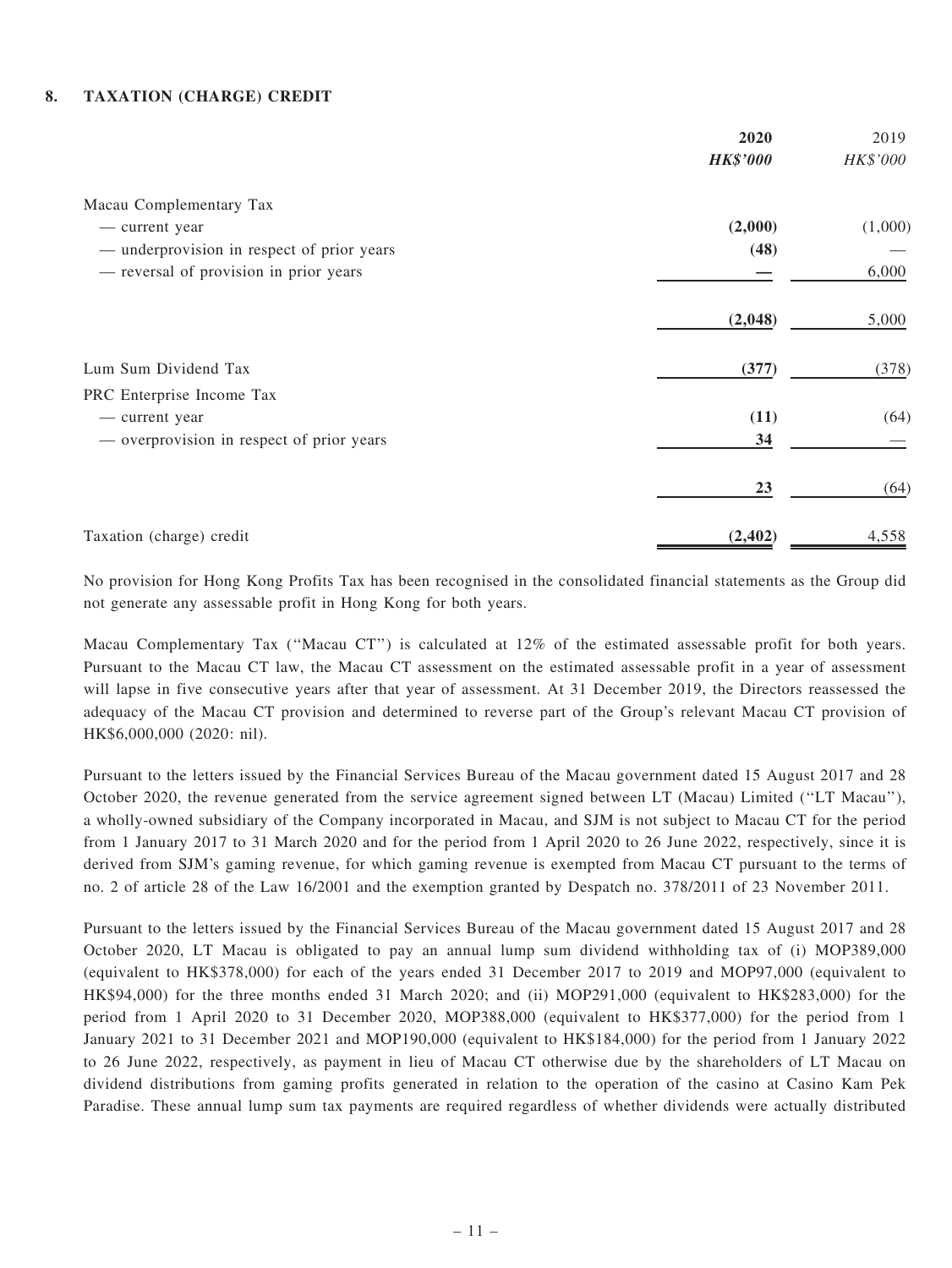## 8. TAXATION (CHARGE) CREDIT

| | 2020 | 2019 |
|---|---|---|
| | ***HK$'000*** | *HK$'000* |
| Macau Complementary Tax | | |
| — current year | **(2,000)** | (1,000) |
| — underprovision in respect of prior years | **(48)** | — |
| — reversal of provision in prior years | **—** | 6,000 |
| | **(2,048)** | 5,000 |
| Lum Sum Dividend Tax | **(377)** | (378) |
| PRC Enterprise Income Tax | | |
| — current year | **(11)** | (64) |
| — overprovision in respect of prior years | **34** | — |
| | **23** | (64) |
| Taxation (charge) credit | **(2,402)** | 4,558 |

No provision for Hong Kong Profits Tax has been recognised in the consolidated financial statements as the Group did not generate any assessable profit in Hong Kong for both years.

Macau Complementary Tax ("Macau CT") is calculated at 12% of the estimated assessable profit for both years. Pursuant to the Macau CT law, the Macau CT assessment on the estimated assessable profit in a year of assessment will lapse in five consecutive years after that year of assessment. At 31 December 2019, the Directors reassessed the adequacy of the Macau CT provision and determined to reverse part of the Group's relevant Macau CT provision of HK$6,000,000 (2020: nil).

Pursuant to the letters issued by the Financial Services Bureau of the Macau government dated 15 August 2017 and 28 October 2020, the revenue generated from the service agreement signed between LT (Macau) Limited ("LT Macau"), a wholly-owned subsidiary of the Company incorporated in Macau, and SJM is not subject to Macau CT for the period from 1 January 2017 to 31 March 2020 and for the period from 1 April 2020 to 26 June 2022, respectively, since it is derived from SJM's gaming revenue, for which gaming revenue is exempted from Macau CT pursuant to the terms of no. 2 of article 28 of the Law 16/2001 and the exemption granted by Despatch no. 378/2011 of 23 November 2011.

Pursuant to the letters issued by the Financial Services Bureau of the Macau government dated 15 August 2017 and 28 October 2020, LT Macau is obligated to pay an annual lump sum dividend withholding tax of (i) MOP389,000 (equivalent to HK$378,000) for each of the years ended 31 December 2017 to 2019 and MOP97,000 (equivalent to HK$94,000) for the three months ended 31 March 2020; and (ii) MOP291,000 (equivalent to HK$283,000) for the period from 1 April 2020 to 31 December 2020, MOP388,000 (equivalent to HK$377,000) for the period from 1 January 2021 to 31 December 2021 and MOP190,000 (equivalent to HK$184,000) for the period from 1 January 2022 to 26 June 2022, respectively, as payment in lieu of Macau CT otherwise due by the shareholders of LT Macau on dividend distributions from gaming profits generated in relation to the operation of the casino at Casino Kam Pek Paradise. These annual lump sum tax payments are required regardless of whether dividends were actually distributed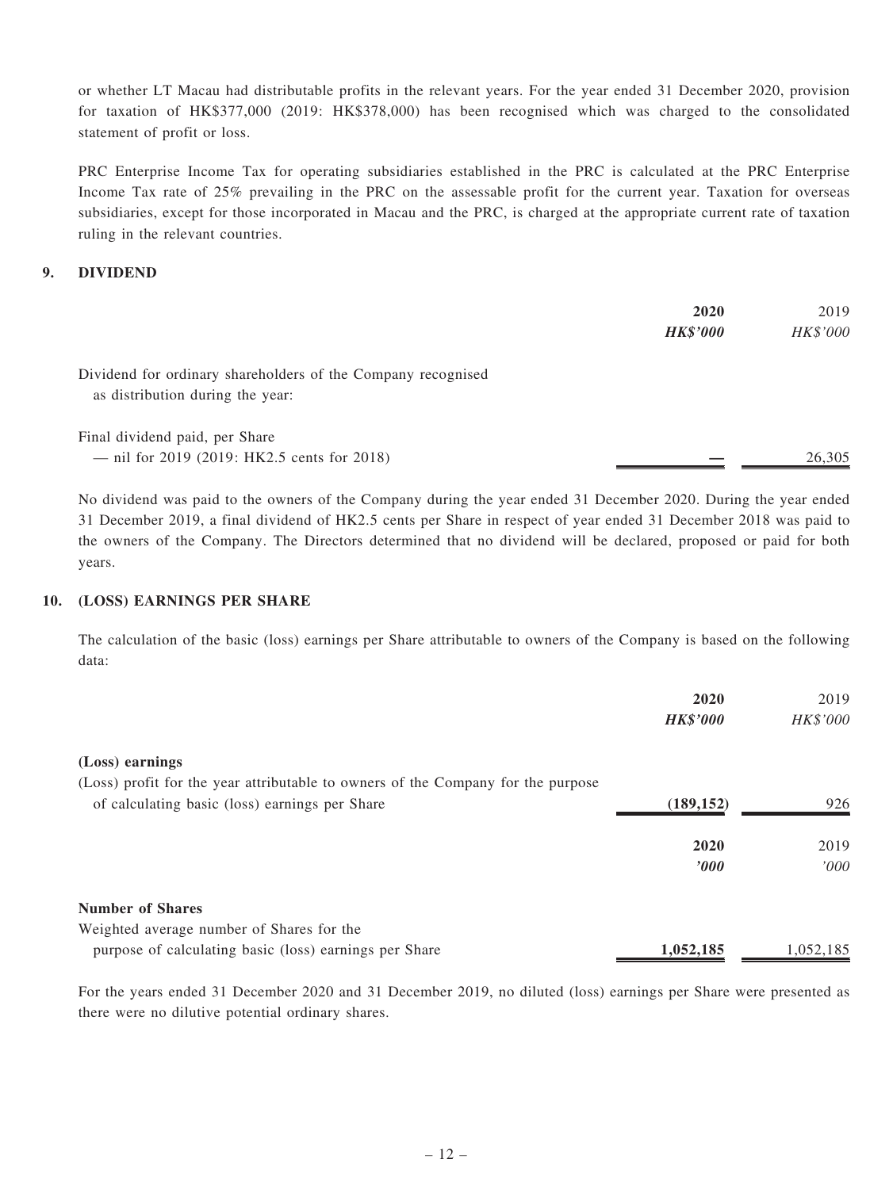or whether LT Macau had distributable profits in the relevant years. For the year ended 31 December 2020, provision for taxation of HK$377,000 (2019: HK$378,000) has been recognised which was charged to the consolidated statement of profit or loss.

PRC Enterprise Income Tax for operating subsidiaries established in the PRC is calculated at the PRC Enterprise Income Tax rate of 25% prevailing in the PRC on the assessable profit for the current year. Taxation for overseas subsidiaries, except for those incorporated in Macau and the PRC, is charged at the appropriate current rate of taxation ruling in the relevant countries.

## 9. DIVIDEND

| | **2020** | 2019 |
|---|---|---|
| | ***HK$'000*** | *HK$'000* |
| Dividend for ordinary shareholders of the Company recognised as distribution during the year: | | |
| Final dividend paid, per Share — nil for 2019 (2019: HK2.5 cents for 2018) | **—** | 26,305 |

No dividend was paid to the owners of the Company during the year ended 31 December 2020. During the year ended 31 December 2019, a final dividend of HK2.5 cents per Share in respect of year ended 31 December 2018 was paid to the owners of the Company. The Directors determined that no dividend will be declared, proposed or paid for both years.

## 10. (LOSS) EARNINGS PER SHARE

The calculation of the basic (loss) earnings per Share attributable to owners of the Company is based on the following data:

| | **2020** | 2019 |
|---|---|---|
| | ***HK$'000*** | *HK$'000* |
| **(Loss) earnings** | | |
| (Loss) profit for the year attributable to owners of the Company for the purpose of calculating basic (loss) earnings per Share | **(189,152)** | 926 |

| | **2020** | 2019 |
|---|---|---|
| | ***'000*** | *'000* |
| **Number of Shares** | | |
| Weighted average number of Shares for the purpose of calculating basic (loss) earnings per Share | **1,052,185** | 1,052,185 |

For the years ended 31 December 2020 and 31 December 2019, no diluted (loss) earnings per Share were presented as there were no dilutive potential ordinary shares.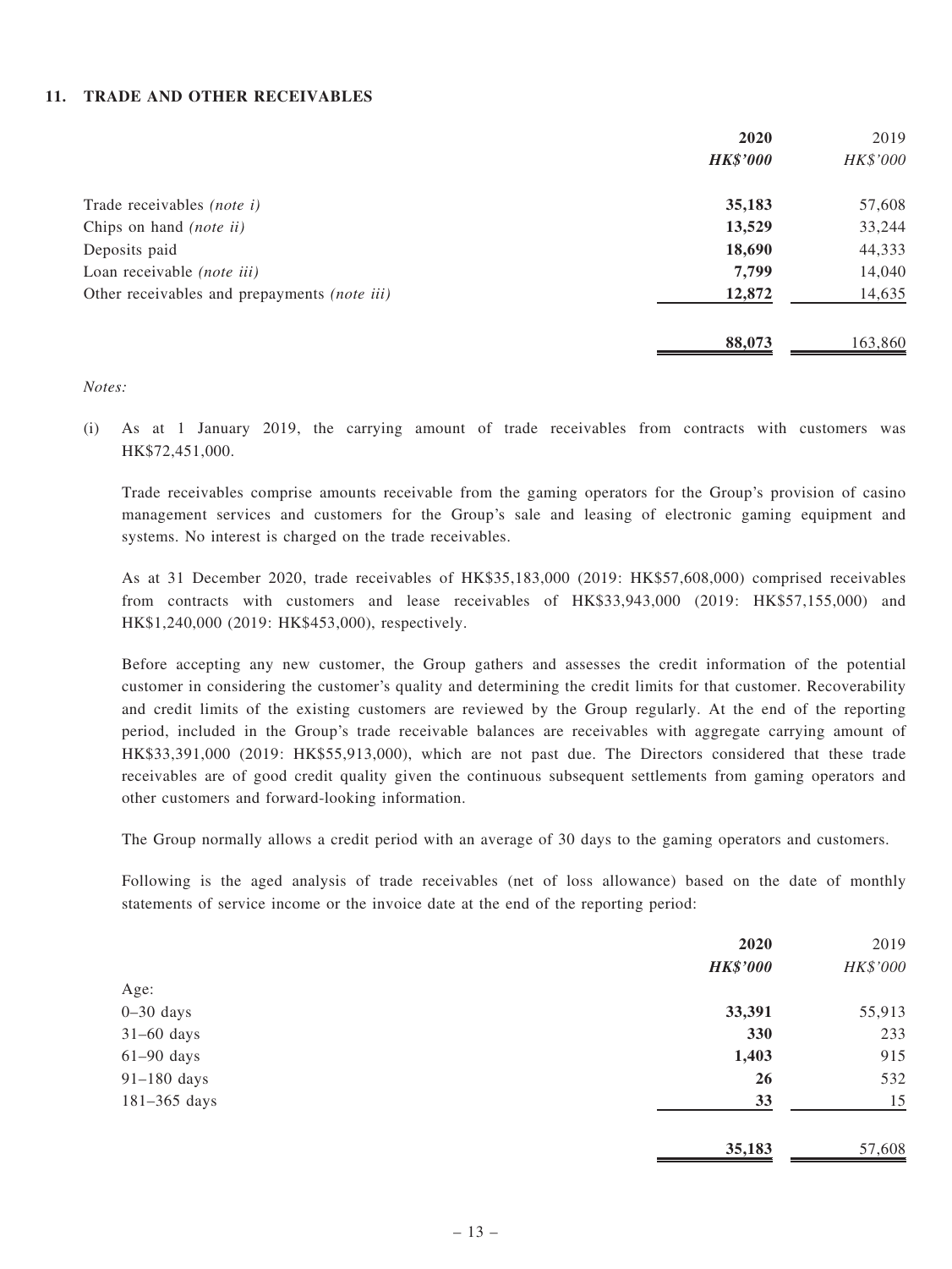## 11. TRADE AND OTHER RECEIVABLES

| | 2020 | 2019 |
|---|---|---|
| | ***HK$'000*** | *HK$'000* |
| Trade receivables *(note i)* | **35,183** | 57,608 |
| Chips on hand *(note ii)* | **13,529** | 33,244 |
| Deposits paid | **18,690** | 44,333 |
| Loan receivable *(note iii)* | **7,799** | 14,040 |
| Other receivables and prepayments *(note iii)* | **12,872** | 14,635 |
| | **88,073** | 163,860 |

*Notes:*

(i) As at 1 January 2019, the carrying amount of trade receivables from contracts with customers was HK$72,451,000.

Trade receivables comprise amounts receivable from the gaming operators for the Group's provision of casino management services and customers for the Group's sale and leasing of electronic gaming equipment and systems. No interest is charged on the trade receivables.

As at 31 December 2020, trade receivables of HK$35,183,000 (2019: HK$57,608,000) comprised receivables from contracts with customers and lease receivables of HK$33,943,000 (2019: HK$57,155,000) and HK$1,240,000 (2019: HK$453,000), respectively.

Before accepting any new customer, the Group gathers and assesses the credit information of the potential customer in considering the customer's quality and determining the credit limits for that customer. Recoverability and credit limits of the existing customers are reviewed by the Group regularly. At the end of the reporting period, included in the Group's trade receivable balances are receivables with aggregate carrying amount of HK$33,391,000 (2019: HK$55,913,000), which are not past due. The Directors considered that these trade receivables are of good credit quality given the continuous subsequent settlements from gaming operators and other customers and forward-looking information.

The Group normally allows a credit period with an average of 30 days to the gaming operators and customers.

Following is the aged analysis of trade receivables (net of loss allowance) based on the date of monthly statements of service income or the invoice date at the end of the reporting period:

| | 2020 | 2019 |
|---|---|---|
| | ***HK$'000*** | *HK$'000* |
| Age: | | |
| 0–30 days | **33,391** | 55,913 |
| 31–60 days | **330** | 233 |
| 61–90 days | **1,403** | 915 |
| 91–180 days | **26** | 532 |
| 181–365 days | **33** | 15 |
| | **35,183** | 57,608 |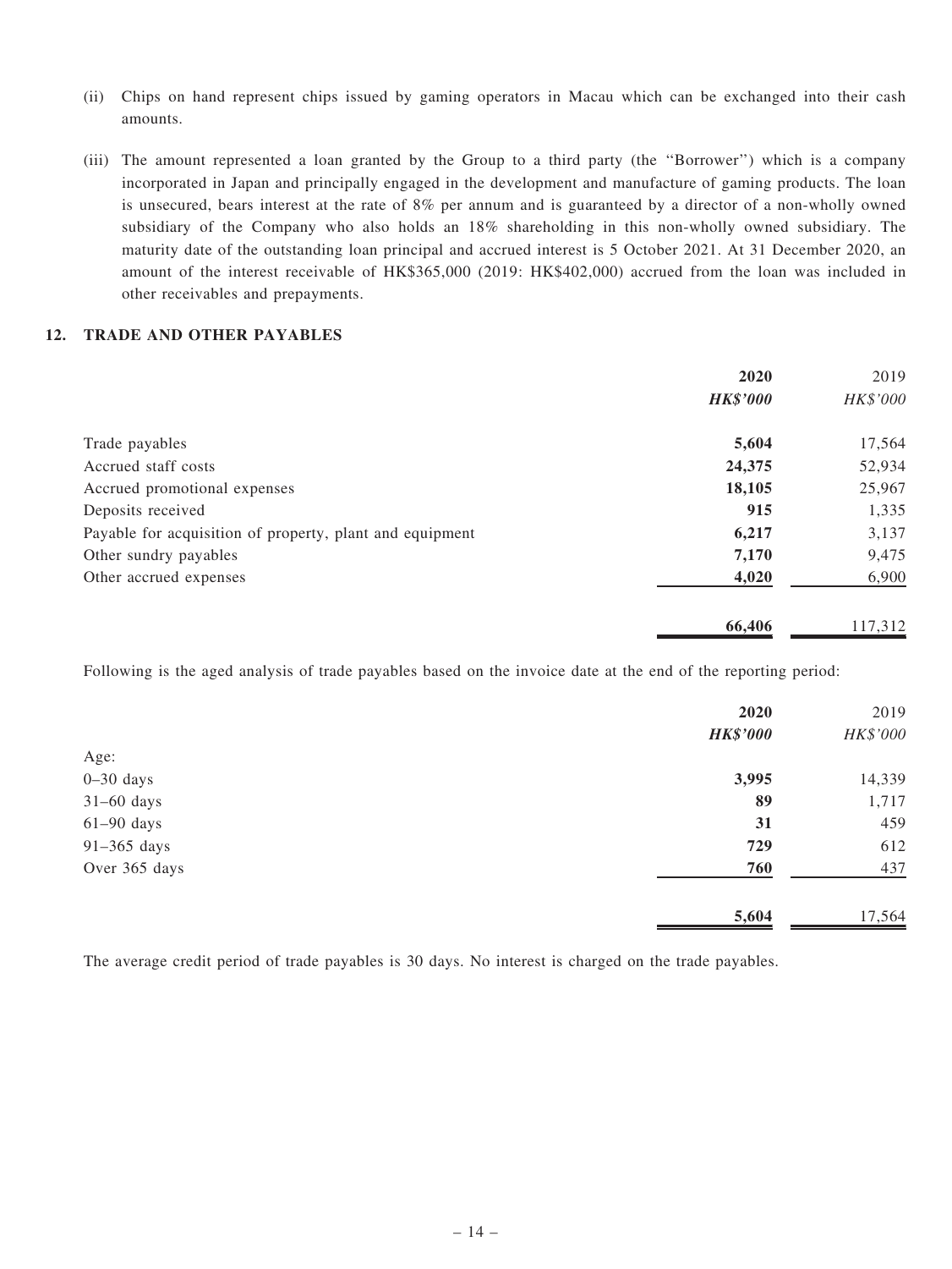(ii) Chips on hand represent chips issued by gaming operators in Macau which can be exchanged into their cash amounts.

(iii) The amount represented a loan granted by the Group to a third party (the ''Borrower'') which is a company incorporated in Japan and principally engaged in the development and manufacture of gaming products. The loan is unsecured, bears interest at the rate of 8% per annum and is guaranteed by a director of a non-wholly owned subsidiary of the Company who also holds an 18% shareholding in this non-wholly owned subsidiary. The maturity date of the outstanding loan principal and accrued interest is 5 October 2021. At 31 December 2020, an amount of the interest receivable of HK$365,000 (2019: HK$402,000) accrued from the loan was included in other receivables and prepayments.

## 12. TRADE AND OTHER PAYABLES

| | **2020** | 2019 |
|---|---|---|
| | ***HK$'000*** | *HK$'000* |
| Trade payables | **5,604** | 17,564 |
| Accrued staff costs | **24,375** | 52,934 |
| Accrued promotional expenses | **18,105** | 25,967 |
| Deposits received | **915** | 1,335 |
| Payable for acquisition of property, plant and equipment | **6,217** | 3,137 |
| Other sundry payables | **7,170** | 9,475 |
| Other accrued expenses | **4,020** | 6,900 |
| | **66,406** | 117,312 |

Following is the aged analysis of trade payables based on the invoice date at the end of the reporting period:

| | **2020** | 2019 |
|---|---|---|
| | ***HK$'000*** | *HK$'000* |
| Age: | | |
| 0–30 days | **3,995** | 14,339 |
| 31–60 days | **89** | 1,717 |
| 61–90 days | **31** | 459 |
| 91–365 days | **729** | 612 |
| Over 365 days | **760** | 437 |
| | **5,604** | 17,564 |

The average credit period of trade payables is 30 days. No interest is charged on the trade payables.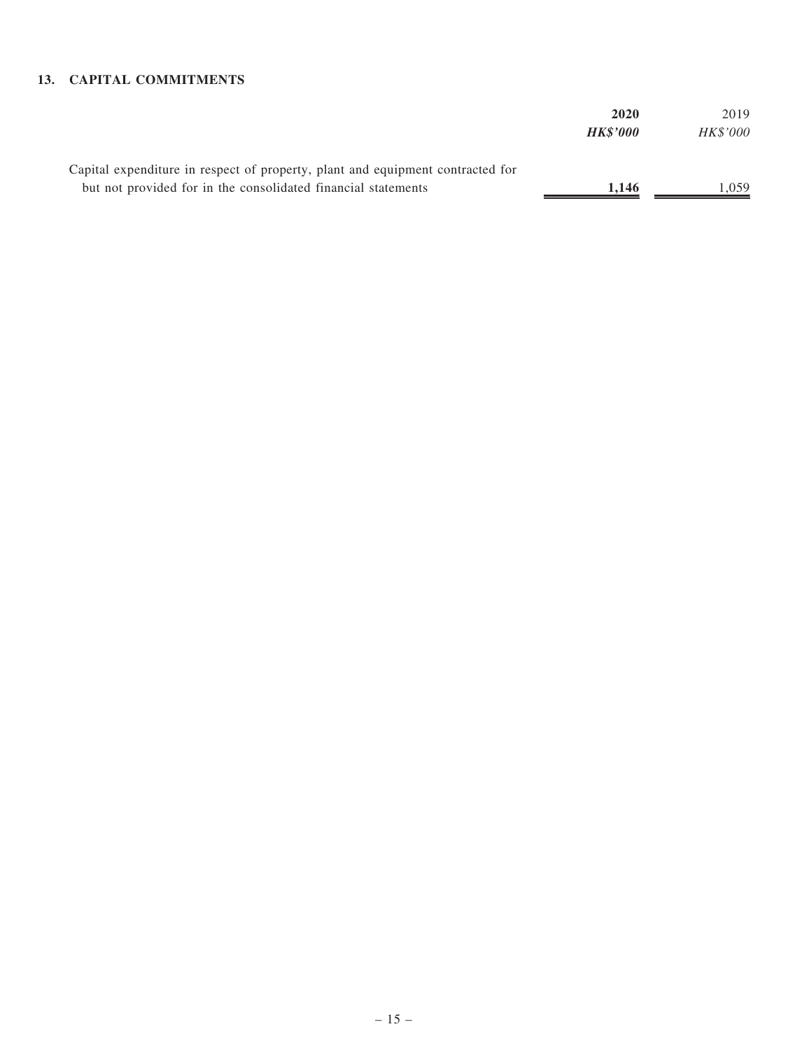### 13. CAPITAL COMMITMENTS

| | **2020** | 2019 |
|---|---|---|
| | ***HK$'000*** | *HK$'000* |
| Capital expenditure in respect of property, plant and equipment contracted for but not provided for in the consolidated financial statements | **1,146** | 1,059 |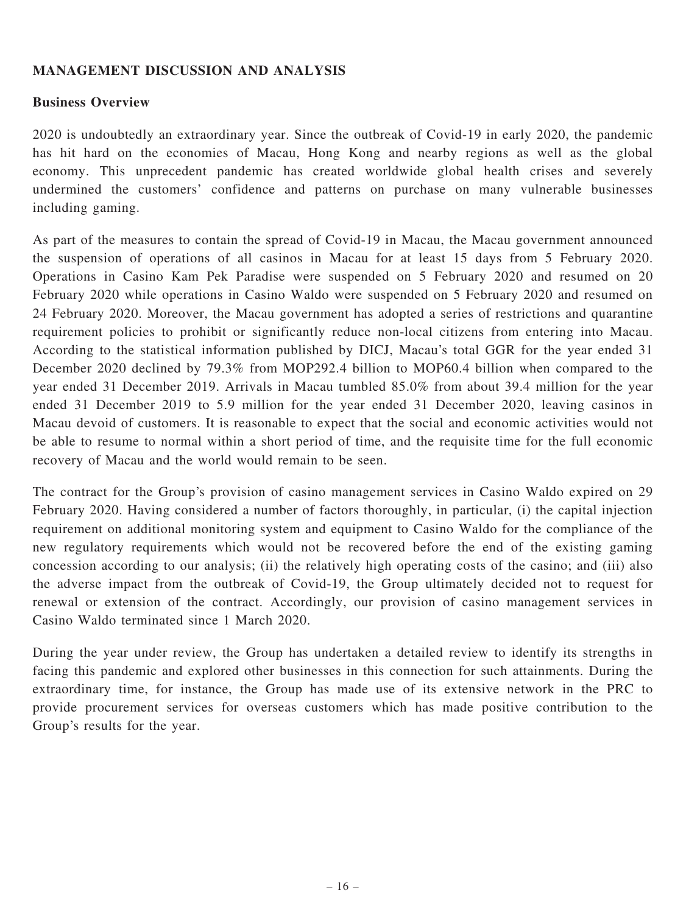## MANAGEMENT DISCUSSION AND ANALYSIS

### Business Overview

2020 is undoubtedly an extraordinary year. Since the outbreak of Covid-19 in early 2020, the pandemic has hit hard on the economies of Macau, Hong Kong and nearby regions as well as the global economy. This unprecedent pandemic has created worldwide global health crises and severely undermined the customers' confidence and patterns on purchase on many vulnerable businesses including gaming.

As part of the measures to contain the spread of Covid-19 in Macau, the Macau government announced the suspension of operations of all casinos in Macau for at least 15 days from 5 February 2020. Operations in Casino Kam Pek Paradise were suspended on 5 February 2020 and resumed on 20 February 2020 while operations in Casino Waldo were suspended on 5 February 2020 and resumed on 24 February 2020. Moreover, the Macau government has adopted a series of restrictions and quarantine requirement policies to prohibit or significantly reduce non-local citizens from entering into Macau. According to the statistical information published by DICJ, Macau's total GGR for the year ended 31 December 2020 declined by 79.3% from MOP292.4 billion to MOP60.4 billion when compared to the year ended 31 December 2019. Arrivals in Macau tumbled 85.0% from about 39.4 million for the year ended 31 December 2019 to 5.9 million for the year ended 31 December 2020, leaving casinos in Macau devoid of customers. It is reasonable to expect that the social and economic activities would not be able to resume to normal within a short period of time, and the requisite time for the full economic recovery of Macau and the world would remain to be seen.

The contract for the Group's provision of casino management services in Casino Waldo expired on 29 February 2020. Having considered a number of factors thoroughly, in particular, (i) the capital injection requirement on additional monitoring system and equipment to Casino Waldo for the compliance of the new regulatory requirements which would not be recovered before the end of the existing gaming concession according to our analysis; (ii) the relatively high operating costs of the casino; and (iii) also the adverse impact from the outbreak of Covid-19, the Group ultimately decided not to request for renewal or extension of the contract. Accordingly, our provision of casino management services in Casino Waldo terminated since 1 March 2020.

During the year under review, the Group has undertaken a detailed review to identify its strengths in facing this pandemic and explored other businesses in this connection for such attainments. During the extraordinary time, for instance, the Group has made use of its extensive network in the PRC to provide procurement services for overseas customers which has made positive contribution to the Group's results for the year.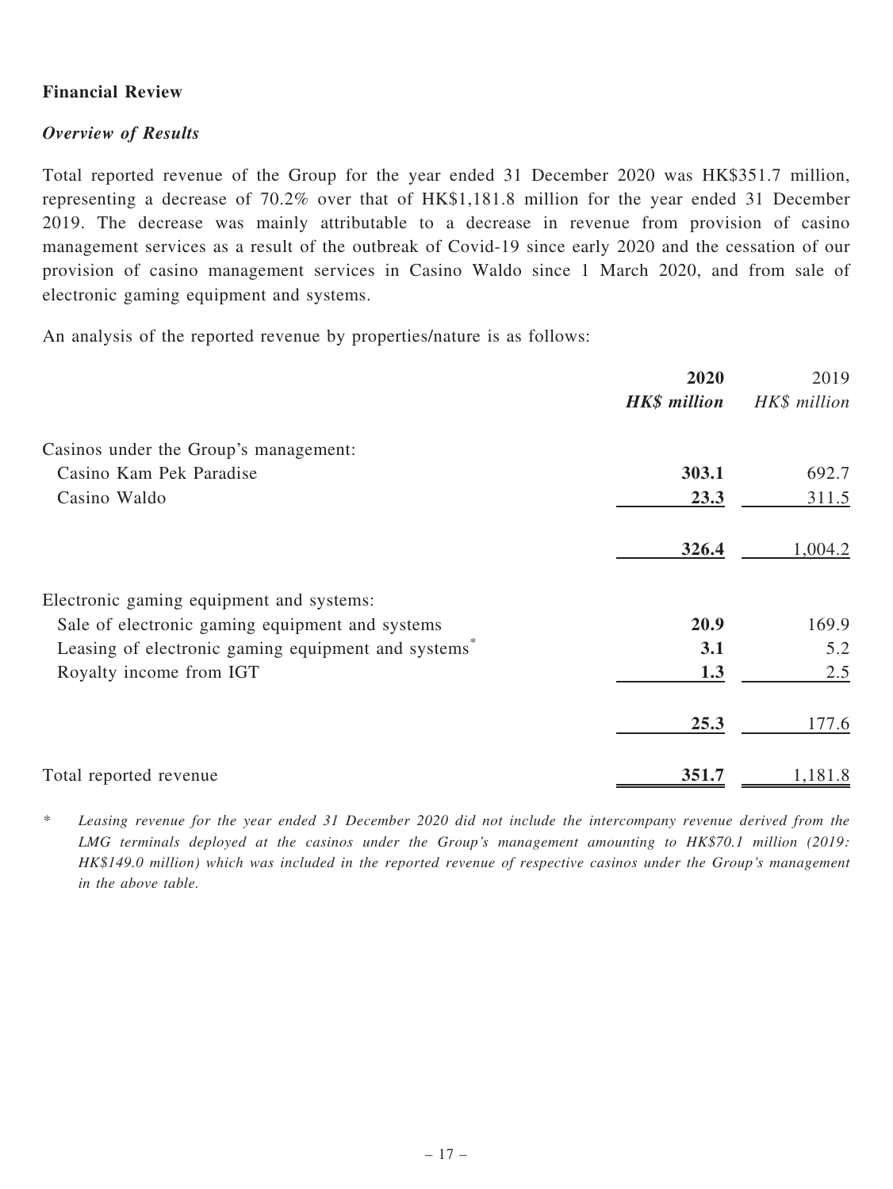## Financial Review

### *Overview of Results*

Total reported revenue of the Group for the year ended 31 December 2020 was HK$351.7 million, representing a decrease of 70.2% over that of HK$1,181.8 million for the year ended 31 December 2019. The decrease was mainly attributable to a decrease in revenue from provision of casino management services as a result of the outbreak of Covid-19 since early 2020 and the cessation of our provision of casino management services in Casino Waldo since 1 March 2020, and from sale of electronic gaming equipment and systems.

An analysis of the reported revenue by properties/nature is as follows:

| | **2020** | 2019 |
|---|---|---|
| | ***HK$ million*** | *HK$ million* |
| Casinos under the Group's management: | | |
| Casino Kam Pek Paradise | **303.1** | 692.7 |
| Casino Waldo | **23.3** | 311.5 |
| | **326.4** | 1,004.2 |
| Electronic gaming equipment and systems: | | |
| Sale of electronic gaming equipment and systems | **20.9** | 169.9 |
| Leasing of electronic gaming equipment and systems* | **3.1** | 5.2 |
| Royalty income from IGT | **1.3** | 2.5 |
| | **25.3** | 177.6 |
| Total reported revenue | **351.7** | 1,181.8 |

\* *Leasing revenue for the year ended 31 December 2020 did not include the intercompany revenue derived from the LMG terminals deployed at the casinos under the Group's management amounting to HK$70.1 million (2019: HK$149.0 million) which was included in the reported revenue of respective casinos under the Group's management in the above table.*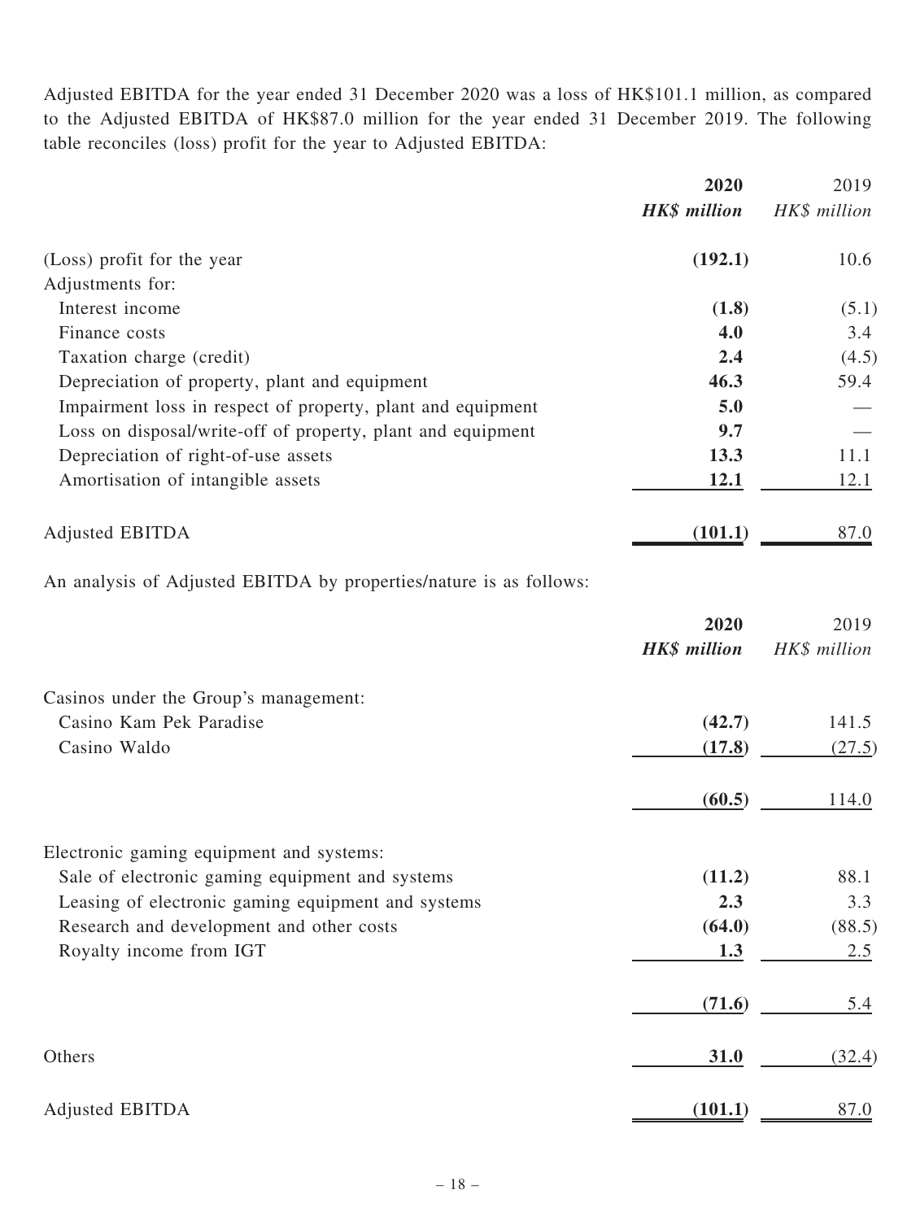Adjusted EBITDA for the year ended 31 December 2020 was a loss of HK$101.1 million, as compared to the Adjusted EBITDA of HK$87.0 million for the year ended 31 December 2019. The following table reconciles (loss) profit for the year to Adjusted EBITDA:

| | **2020** | 2019 |
|---|---|---|
| | ***HK$ million*** | *HK$ million* |
| (Loss) profit for the year | **(192.1)** | 10.6 |
| Adjustments for: | | |
| Interest income | **(1.8)** | (5.1) |
| Finance costs | **4.0** | 3.4 |
| Taxation charge (credit) | **2.4** | (4.5) |
| Depreciation of property, plant and equipment | **46.3** | 59.4 |
| Impairment loss in respect of property, plant and equipment | **5.0** | — |
| Loss on disposal/write-off of property, plant and equipment | **9.7** | — |
| Depreciation of right-of-use assets | **13.3** | 11.1 |
| Amortisation of intangible assets | **12.1** | 12.1 |
| Adjusted EBITDA | **(101.1)** | 87.0 |

An analysis of Adjusted EBITDA by properties/nature is as follows:

| | **2020** | 2019 |
|---|---|---|
| | ***HK$ million*** | *HK$ million* |
| Casinos under the Group's management: | | |
| Casino Kam Pek Paradise | **(42.7)** | 141.5 |
| Casino Waldo | **(17.8)** | (27.5) |
| | **(60.5)** | 114.0 |
| Electronic gaming equipment and systems: | | |
| Sale of electronic gaming equipment and systems | **(11.2)** | 88.1 |
| Leasing of electronic gaming equipment and systems | **2.3** | 3.3 |
| Research and development and other costs | **(64.0)** | (88.5) |
| Royalty income from IGT | **1.3** | 2.5 |
| | **(71.6)** | 5.4 |
| Others | **31.0** | (32.4) |
| Adjusted EBITDA | **(101.1)** | 87.0 |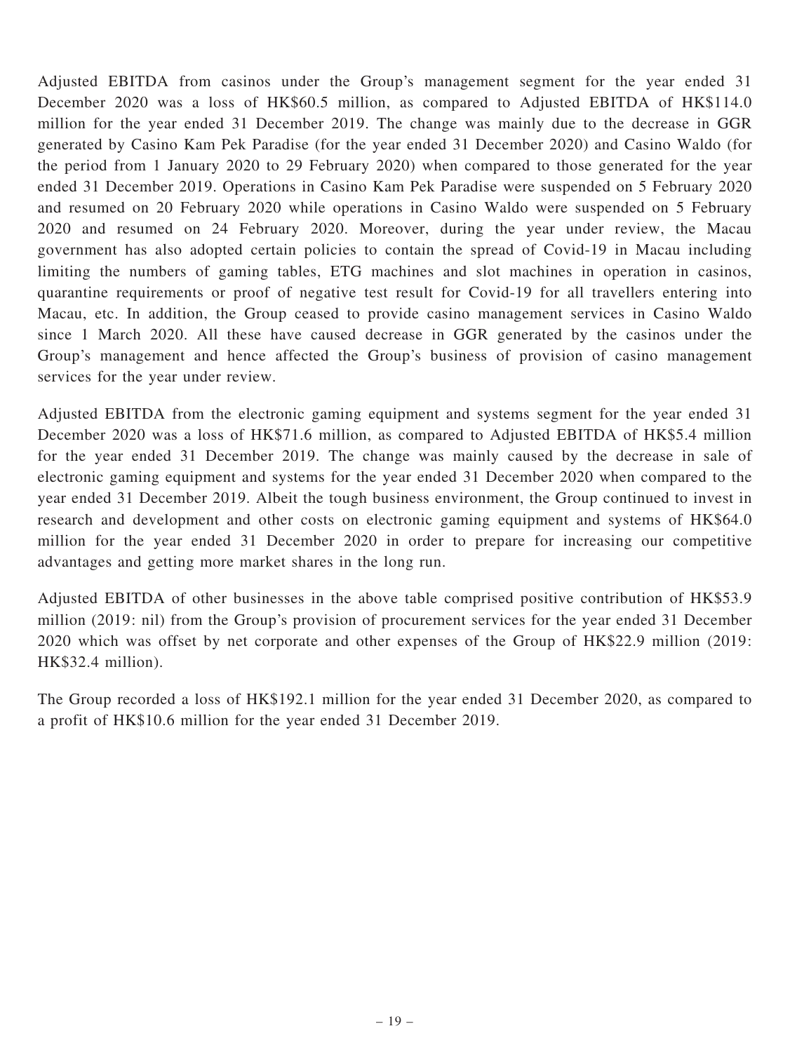Adjusted EBITDA from casinos under the Group's management segment for the year ended 31 December 2020 was a loss of HK$60.5 million, as compared to Adjusted EBITDA of HK$114.0 million for the year ended 31 December 2019. The change was mainly due to the decrease in GGR generated by Casino Kam Pek Paradise (for the year ended 31 December 2020) and Casino Waldo (for the period from 1 January 2020 to 29 February 2020) when compared to those generated for the year ended 31 December 2019. Operations in Casino Kam Pek Paradise were suspended on 5 February 2020 and resumed on 20 February 2020 while operations in Casino Waldo were suspended on 5 February 2020 and resumed on 24 February 2020. Moreover, during the year under review, the Macau government has also adopted certain policies to contain the spread of Covid-19 in Macau including limiting the numbers of gaming tables, ETG machines and slot machines in operation in casinos, quarantine requirements or proof of negative test result for Covid-19 for all travellers entering into Macau, etc. In addition, the Group ceased to provide casino management services in Casino Waldo since 1 March 2020. All these have caused decrease in GGR generated by the casinos under the Group's management and hence affected the Group's business of provision of casino management services for the year under review.

Adjusted EBITDA from the electronic gaming equipment and systems segment for the year ended 31 December 2020 was a loss of HK$71.6 million, as compared to Adjusted EBITDA of HK$5.4 million for the year ended 31 December 2019. The change was mainly caused by the decrease in sale of electronic gaming equipment and systems for the year ended 31 December 2020 when compared to the year ended 31 December 2019. Albeit the tough business environment, the Group continued to invest in research and development and other costs on electronic gaming equipment and systems of HK$64.0 million for the year ended 31 December 2020 in order to prepare for increasing our competitive advantages and getting more market shares in the long run.

Adjusted EBITDA of other businesses in the above table comprised positive contribution of HK$53.9 million (2019: nil) from the Group's provision of procurement services for the year ended 31 December 2020 which was offset by net corporate and other expenses of the Group of HK$22.9 million (2019: HK$32.4 million).

The Group recorded a loss of HK$192.1 million for the year ended 31 December 2020, as compared to a profit of HK$10.6 million for the year ended 31 December 2019.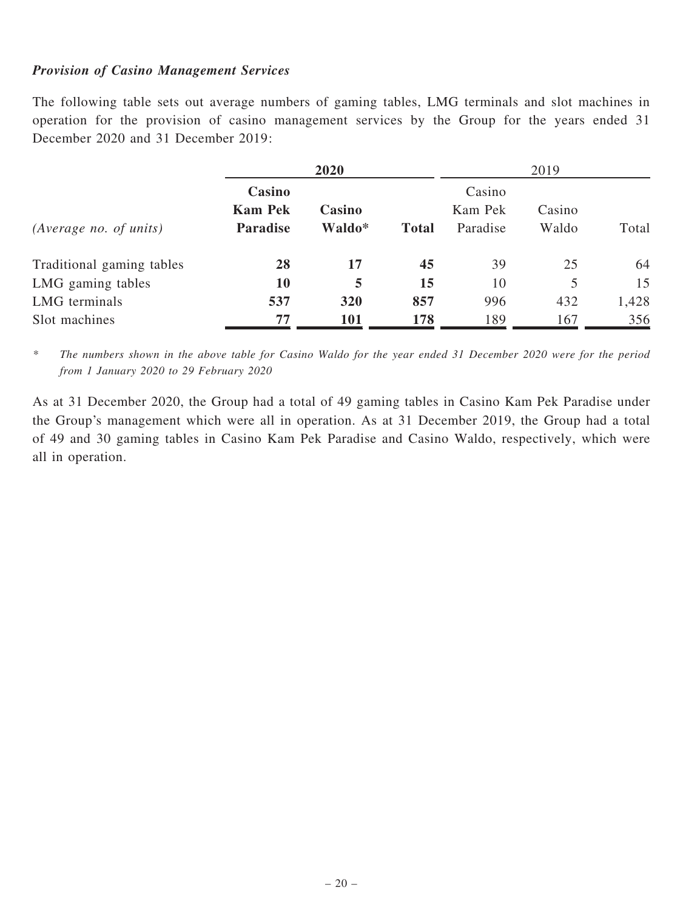***Provision of Casino Management Services***

The following table sets out average numbers of gaming tables, LMG terminals and slot machines in operation for the provision of casino management services by the Group for the years ended 31 December 2020 and 31 December 2019:

| | **2020** | | | 2019 | | |
|---|---|---|---|---|---|---|
| *(Average no. of units)* | **Casino Kam Pek Paradise** | **Casino Waldo*** | **Total** | Casino Kam Pek Paradise | Casino Waldo | Total |
| Traditional gaming tables | **28** | **17** | **45** | 39 | 25 | 64 |
| LMG gaming tables | **10** | **5** | **15** | 10 | 5 | 15 |
| LMG terminals | **537** | **320** | **857** | 996 | 432 | 1,428 |
| Slot machines | **77** | **101** | **178** | 189 | 167 | 356 |

\* *The numbers shown in the above table for Casino Waldo for the year ended 31 December 2020 were for the period from 1 January 2020 to 29 February 2020*

As at 31 December 2020, the Group had a total of 49 gaming tables in Casino Kam Pek Paradise under the Group's management which were all in operation. As at 31 December 2019, the Group had a total of 49 and 30 gaming tables in Casino Kam Pek Paradise and Casino Waldo, respectively, which were all in operation.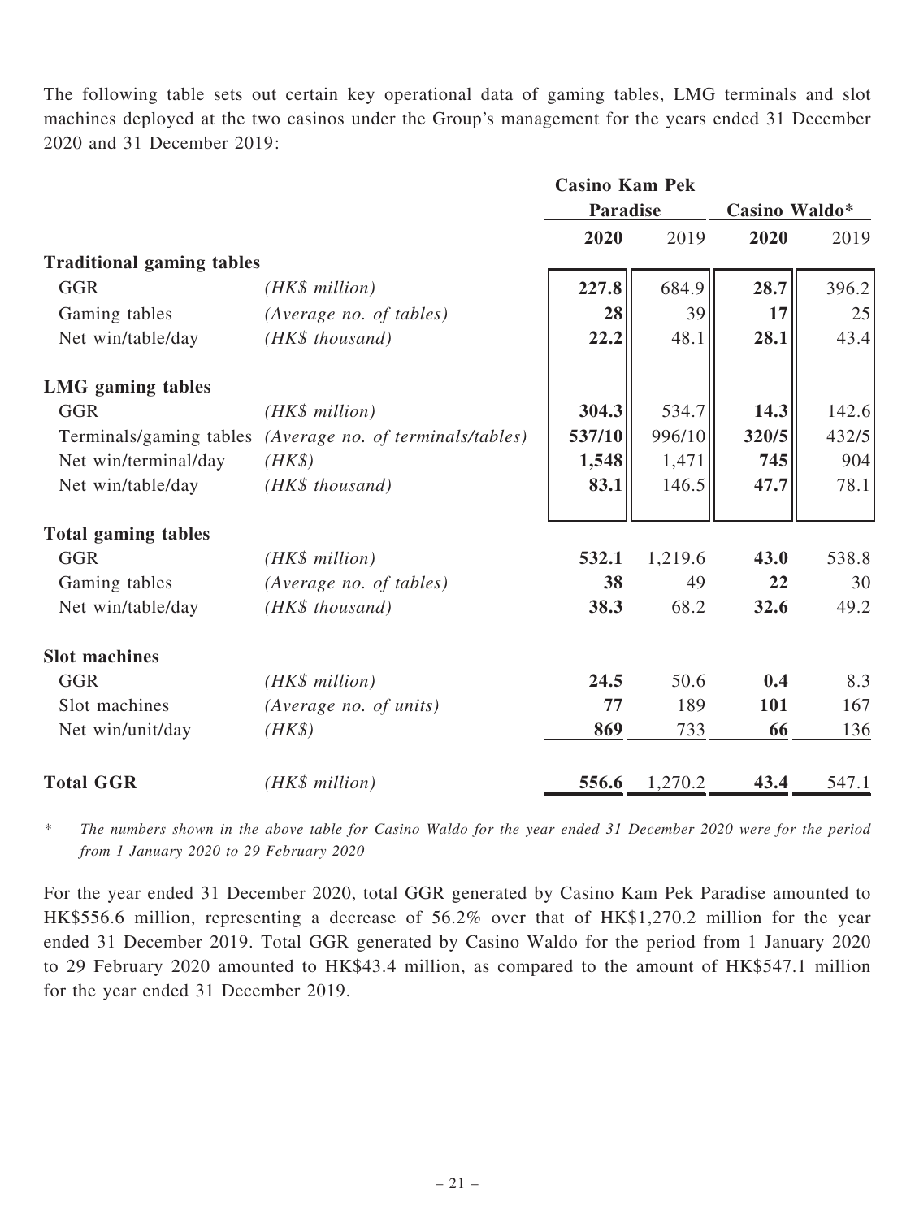The following table sets out certain key operational data of gaming tables, LMG terminals and slot machines deployed at the two casinos under the Group's management for the years ended 31 December 2020 and 31 December 2019:

| | | Casino Kam Pek Paradise | | Casino Waldo* | |
|---|---|---|---|---|---|
| | | **2020** | 2019 | **2020** | 2019 |
| **Traditional gaming tables** | | | | | |
| GGR | *(HK$ million)* | **227.8** | 684.9 | **28.7** | 396.2 |
| Gaming tables | *(Average no. of tables)* | **28** | 39 | **17** | 25 |
| Net win/table/day | *(HK$ thousand)* | **22.2** | 48.1 | **28.1** | 43.4 |
| **LMG gaming tables** | | | | | |
| GGR | *(HK$ million)* | **304.3** | 534.7 | **14.3** | 142.6 |
| Terminals/gaming tables | *(Average no. of terminals/tables)* | **537/10** | 996/10 | **320/5** | 432/5 |
| Net win/terminal/day | *(HK$)* | **1,548** | 1,471 | **745** | 904 |
| Net win/table/day | *(HK$ thousand)* | **83.1** | 146.5 | **47.7** | 78.1 |
| **Total gaming tables** | | | | | |
| GGR | *(HK$ million)* | **532.1** | 1,219.6 | **43.0** | 538.8 |
| Gaming tables | *(Average no. of tables)* | **38** | 49 | **22** | 30 |
| Net win/table/day | *(HK$ thousand)* | **38.3** | 68.2 | **32.6** | 49.2 |
| **Slot machines** | | | | | |
| GGR | *(HK$ million)* | **24.5** | 50.6 | **0.4** | 8.3 |
| Slot machines | *(Average no. of units)* | **77** | 189 | **101** | 167 |
| Net win/unit/day | *(HK$)* | **869** | 733 | **66** | 136 |
| **Total GGR** | *(HK$ million)* | **556.6** | 1,270.2 | **43.4** | 547.1 |

\* *The numbers shown in the above table for Casino Waldo for the year ended 31 December 2020 were for the period from 1 January 2020 to 29 February 2020*

For the year ended 31 December 2020, total GGR generated by Casino Kam Pek Paradise amounted to HK$556.6 million, representing a decrease of 56.2% over that of HK$1,270.2 million for the year ended 31 December 2019. Total GGR generated by Casino Waldo for the period from 1 January 2020 to 29 February 2020 amounted to HK$43.4 million, as compared to the amount of HK$547.1 million for the year ended 31 December 2019.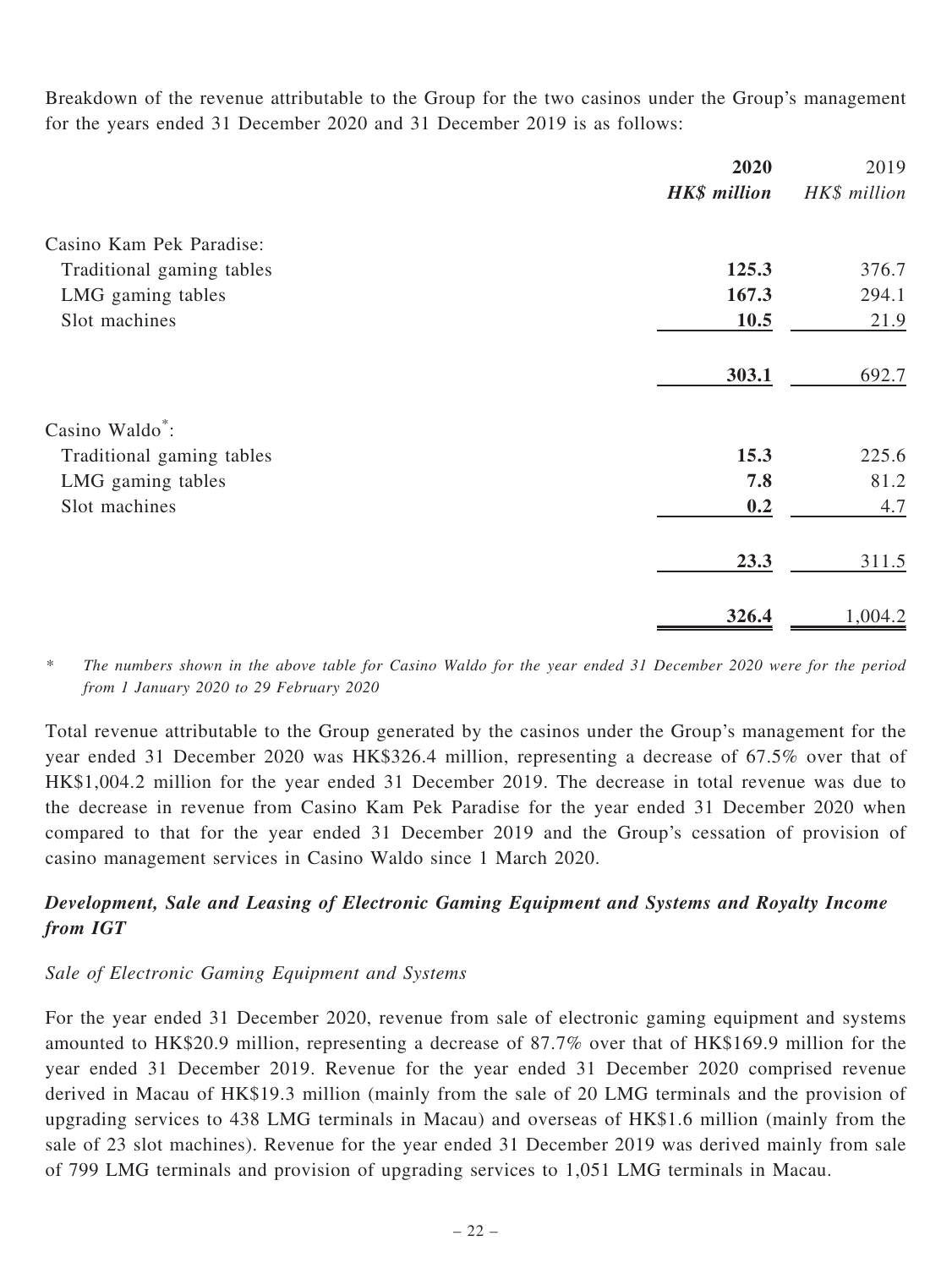Breakdown of the revenue attributable to the Group for the two casinos under the Group's management for the years ended 31 December 2020 and 31 December 2019 is as follows:

| | 2020 | 2019 |
|---|---|---|
| | *HK$ million* | *HK$ million* |
| Casino Kam Pek Paradise: | | |
| Traditional gaming tables | **125.3** | 376.7 |
| LMG gaming tables | **167.3** | 294.1 |
| Slot machines | **10.5** | 21.9 |
| | **303.1** | 692.7 |
| Casino Waldo*: | | |
| Traditional gaming tables | **15.3** | 225.6 |
| LMG gaming tables | **7.8** | 81.2 |
| Slot machines | **0.2** | 4.7 |
| | **23.3** | 311.5 |
| | **326.4** | 1,004.2 |

\* *The numbers shown in the above table for Casino Waldo for the year ended 31 December 2020 were for the period from 1 January 2020 to 29 February 2020*

Total revenue attributable to the Group generated by the casinos under the Group's management for the year ended 31 December 2020 was HK$326.4 million, representing a decrease of 67.5% over that of HK$1,004.2 million for the year ended 31 December 2019. The decrease in total revenue was due to the decrease in revenue from Casino Kam Pek Paradise for the year ended 31 December 2020 when compared to that for the year ended 31 December 2019 and the Group's cessation of provision of casino management services in Casino Waldo since 1 March 2020.

### *Development, Sale and Leasing of Electronic Gaming Equipment and Systems and Royalty Income from IGT*

*Sale of Electronic Gaming Equipment and Systems*

For the year ended 31 December 2020, revenue from sale of electronic gaming equipment and systems amounted to HK$20.9 million, representing a decrease of 87.7% over that of HK$169.9 million for the year ended 31 December 2019. Revenue for the year ended 31 December 2020 comprised revenue derived in Macau of HK$19.3 million (mainly from the sale of 20 LMG terminals and the provision of upgrading services to 438 LMG terminals in Macau) and overseas of HK$1.6 million (mainly from the sale of 23 slot machines). Revenue for the year ended 31 December 2019 was derived mainly from sale of 799 LMG terminals and provision of upgrading services to 1,051 LMG terminals in Macau.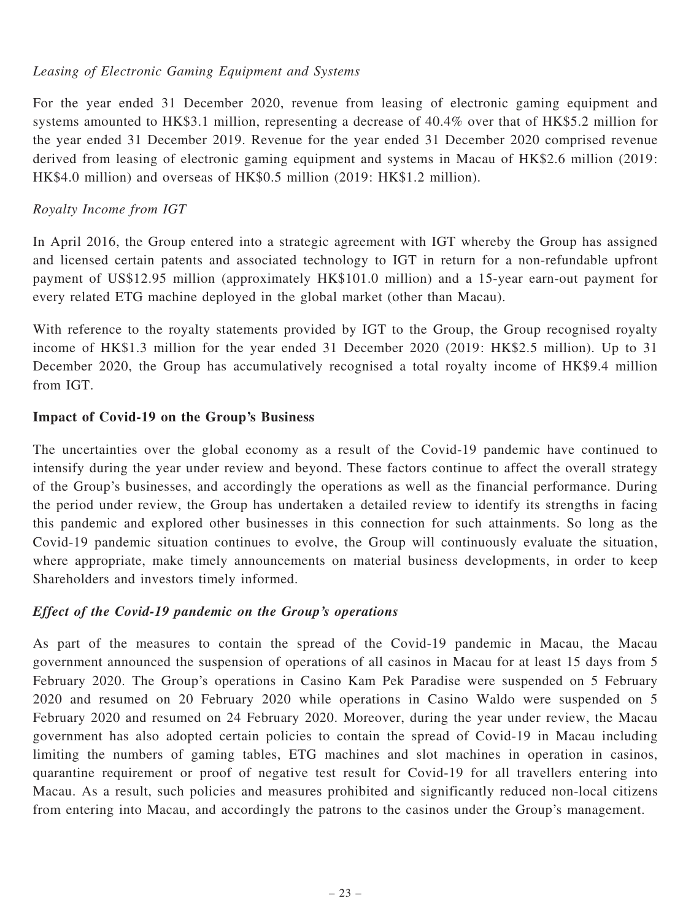*Leasing of Electronic Gaming Equipment and Systems*

For the year ended 31 December 2020, revenue from leasing of electronic gaming equipment and systems amounted to HK$3.1 million, representing a decrease of 40.4% over that of HK$5.2 million for the year ended 31 December 2019. Revenue for the year ended 31 December 2020 comprised revenue derived from leasing of electronic gaming equipment and systems in Macau of HK$2.6 million (2019: HK$4.0 million) and overseas of HK$0.5 million (2019: HK$1.2 million).

*Royalty Income from IGT*

In April 2016, the Group entered into a strategic agreement with IGT whereby the Group has assigned and licensed certain patents and associated technology to IGT in return for a non-refundable upfront payment of US$12.95 million (approximately HK$101.0 million) and a 15-year earn-out payment for every related ETG machine deployed in the global market (other than Macau).

With reference to the royalty statements provided by IGT to the Group, the Group recognised royalty income of HK$1.3 million for the year ended 31 December 2020 (2019: HK$2.5 million). Up to 31 December 2020, the Group has accumulatively recognised a total royalty income of HK$9.4 million from IGT.

**Impact of Covid-19 on the Group's Business**

The uncertainties over the global economy as a result of the Covid-19 pandemic have continued to intensify during the year under review and beyond. These factors continue to affect the overall strategy of the Group's businesses, and accordingly the operations as well as the financial performance. During the period under review, the Group has undertaken a detailed review to identify its strengths in facing this pandemic and explored other businesses in this connection for such attainments. So long as the Covid-19 pandemic situation continues to evolve, the Group will continuously evaluate the situation, where appropriate, make timely announcements on material business developments, in order to keep Shareholders and investors timely informed.

***Effect of the Covid-19 pandemic on the Group's operations***

As part of the measures to contain the spread of the Covid-19 pandemic in Macau, the Macau government announced the suspension of operations of all casinos in Macau for at least 15 days from 5 February 2020. The Group's operations in Casino Kam Pek Paradise were suspended on 5 February 2020 and resumed on 20 February 2020 while operations in Casino Waldo were suspended on 5 February 2020 and resumed on 24 February 2020. Moreover, during the year under review, the Macau government has also adopted certain policies to contain the spread of Covid-19 in Macau including limiting the numbers of gaming tables, ETG machines and slot machines in operation in casinos, quarantine requirement or proof of negative test result for Covid-19 for all travellers entering into Macau. As a result, such policies and measures prohibited and significantly reduced non-local citizens from entering into Macau, and accordingly the patrons to the casinos under the Group's management.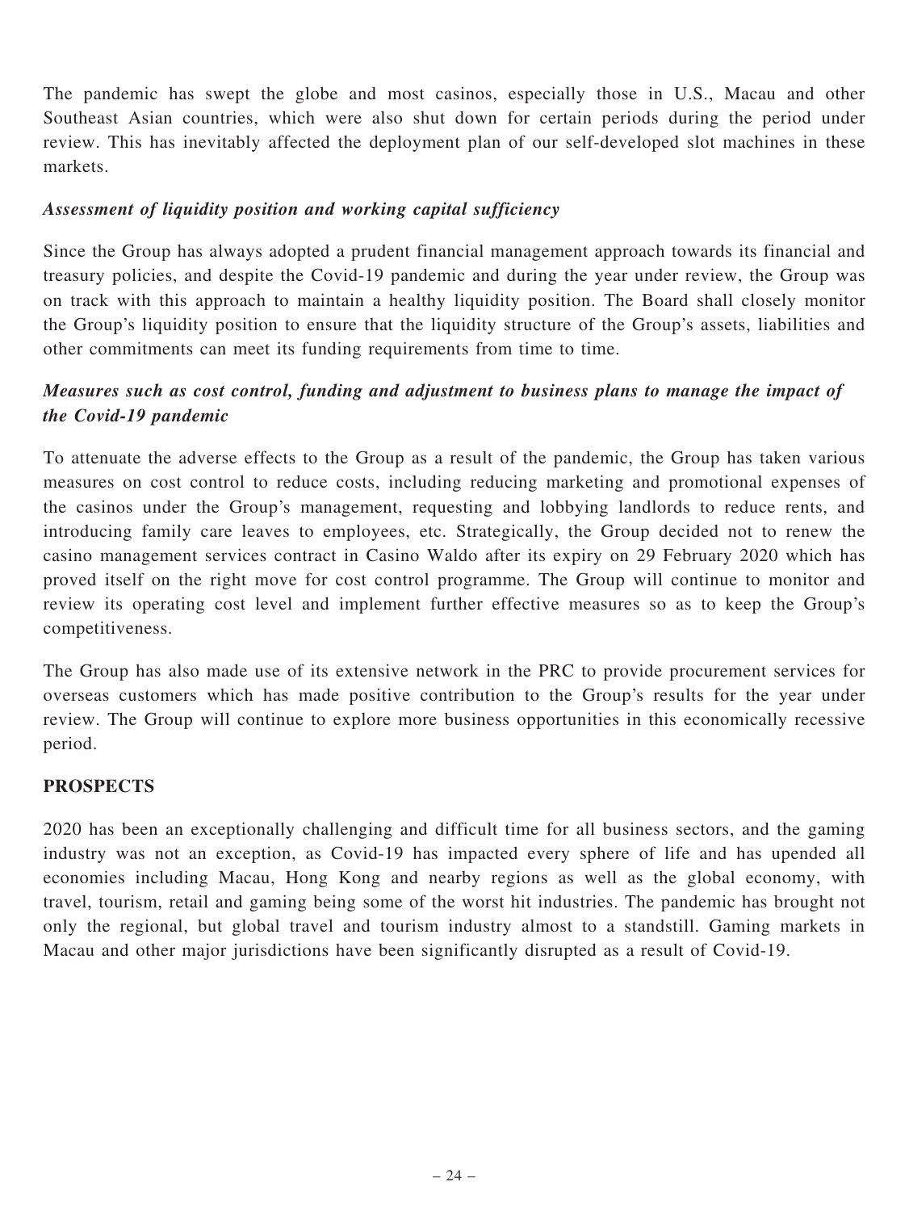The pandemic has swept the globe and most casinos, especially those in U.S., Macau and other Southeast Asian countries, which were also shut down for certain periods during the period under review. This has inevitably affected the deployment plan of our self-developed slot machines in these markets.

***Assessment of liquidity position and working capital sufficiency***

Since the Group has always adopted a prudent financial management approach towards its financial and treasury policies, and despite the Covid-19 pandemic and during the year under review, the Group was on track with this approach to maintain a healthy liquidity position. The Board shall closely monitor the Group's liquidity position to ensure that the liquidity structure of the Group's assets, liabilities and other commitments can meet its funding requirements from time to time.

***Measures such as cost control, funding and adjustment to business plans to manage the impact of the Covid-19 pandemic***

To attenuate the adverse effects to the Group as a result of the pandemic, the Group has taken various measures on cost control to reduce costs, including reducing marketing and promotional expenses of the casinos under the Group's management, requesting and lobbying landlords to reduce rents, and introducing family care leaves to employees, etc. Strategically, the Group decided not to renew the casino management services contract in Casino Waldo after its expiry on 29 February 2020 which has proved itself on the right move for cost control programme. The Group will continue to monitor and review its operating cost level and implement further effective measures so as to keep the Group's competitiveness.

The Group has also made use of its extensive network in the PRC to provide procurement services for overseas customers which has made positive contribution to the Group's results for the year under review. The Group will continue to explore more business opportunities in this economically recessive period.

## PROSPECTS

2020 has been an exceptionally challenging and difficult time for all business sectors, and the gaming industry was not an exception, as Covid-19 has impacted every sphere of life and has upended all economies including Macau, Hong Kong and nearby regions as well as the global economy, with travel, tourism, retail and gaming being some of the worst hit industries. The pandemic has brought not only the regional, but global travel and tourism industry almost to a standstill. Gaming markets in Macau and other major jurisdictions have been significantly disrupted as a result of Covid-19.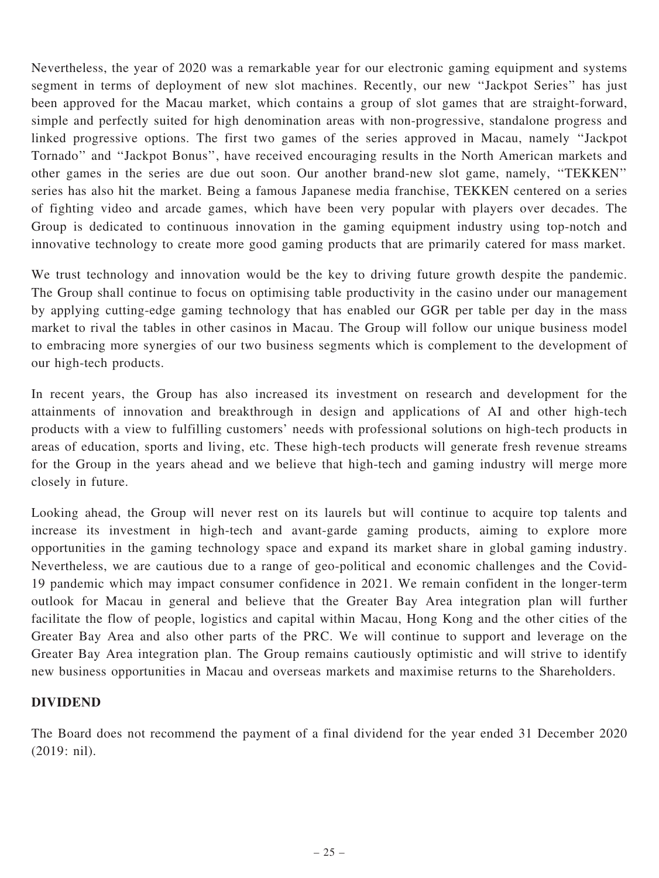Nevertheless, the year of 2020 was a remarkable year for our electronic gaming equipment and systems segment in terms of deployment of new slot machines. Recently, our new ''Jackpot Series'' has just been approved for the Macau market, which contains a group of slot games that are straight-forward, simple and perfectly suited for high denomination areas with non-progressive, standalone progress and linked progressive options. The first two games of the series approved in Macau, namely ''Jackpot Tornado'' and ''Jackpot Bonus'', have received encouraging results in the North American markets and other games in the series are due out soon. Our another brand-new slot game, namely, ''TEKKEN'' series has also hit the market. Being a famous Japanese media franchise, TEKKEN centered on a series of fighting video and arcade games, which have been very popular with players over decades. The Group is dedicated to continuous innovation in the gaming equipment industry using top-notch and innovative technology to create more good gaming products that are primarily catered for mass market.

We trust technology and innovation would be the key to driving future growth despite the pandemic. The Group shall continue to focus on optimising table productivity in the casino under our management by applying cutting-edge gaming technology that has enabled our GGR per table per day in the mass market to rival the tables in other casinos in Macau. The Group will follow our unique business model to embracing more synergies of our two business segments which is complement to the development of our high-tech products.

In recent years, the Group has also increased its investment on research and development for the attainments of innovation and breakthrough in design and applications of AI and other high-tech products with a view to fulfilling customers' needs with professional solutions on high-tech products in areas of education, sports and living, etc. These high-tech products will generate fresh revenue streams for the Group in the years ahead and we believe that high-tech and gaming industry will merge more closely in future.

Looking ahead, the Group will never rest on its laurels but will continue to acquire top talents and increase its investment in high-tech and avant-garde gaming products, aiming to explore more opportunities in the gaming technology space and expand its market share in global gaming industry. Nevertheless, we are cautious due to a range of geo-political and economic challenges and the Covid-19 pandemic which may impact consumer confidence in 2021. We remain confident in the longer-term outlook for Macau in general and believe that the Greater Bay Area integration plan will further facilitate the flow of people, logistics and capital within Macau, Hong Kong and the other cities of the Greater Bay Area and also other parts of the PRC. We will continue to support and leverage on the Greater Bay Area integration plan. The Group remains cautiously optimistic and will strive to identify new business opportunities in Macau and overseas markets and maximise returns to the Shareholders.

## DIVIDEND

The Board does not recommend the payment of a final dividend for the year ended 31 December 2020 (2019: nil).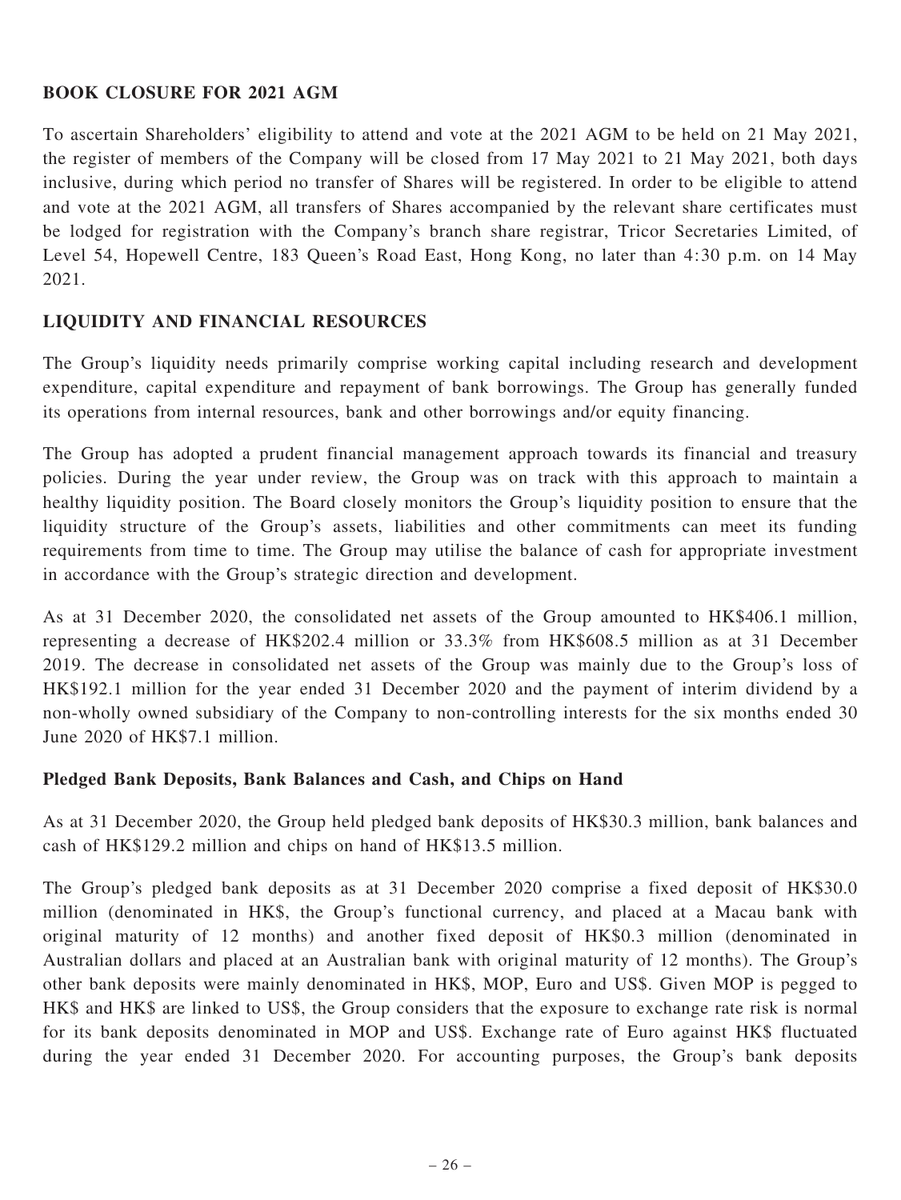## BOOK CLOSURE FOR 2021 AGM

To ascertain Shareholders' eligibility to attend and vote at the 2021 AGM to be held on 21 May 2021, the register of members of the Company will be closed from 17 May 2021 to 21 May 2021, both days inclusive, during which period no transfer of Shares will be registered. In order to be eligible to attend and vote at the 2021 AGM, all transfers of Shares accompanied by the relevant share certificates must be lodged for registration with the Company's branch share registrar, Tricor Secretaries Limited, of Level 54, Hopewell Centre, 183 Queen's Road East, Hong Kong, no later than 4:30 p.m. on 14 May 2021.

## LIQUIDITY AND FINANCIAL RESOURCES

The Group's liquidity needs primarily comprise working capital including research and development expenditure, capital expenditure and repayment of bank borrowings. The Group has generally funded its operations from internal resources, bank and other borrowings and/or equity financing.

The Group has adopted a prudent financial management approach towards its financial and treasury policies. During the year under review, the Group was on track with this approach to maintain a healthy liquidity position. The Board closely monitors the Group's liquidity position to ensure that the liquidity structure of the Group's assets, liabilities and other commitments can meet its funding requirements from time to time. The Group may utilise the balance of cash for appropriate investment in accordance with the Group's strategic direction and development.

As at 31 December 2020, the consolidated net assets of the Group amounted to HK$406.1 million, representing a decrease of HK$202.4 million or 33.3% from HK$608.5 million as at 31 December 2019. The decrease in consolidated net assets of the Group was mainly due to the Group's loss of HK$192.1 million for the year ended 31 December 2020 and the payment of interim dividend by a non-wholly owned subsidiary of the Company to non-controlling interests for the six months ended 30 June 2020 of HK$7.1 million.

### Pledged Bank Deposits, Bank Balances and Cash, and Chips on Hand

As at 31 December 2020, the Group held pledged bank deposits of HK$30.3 million, bank balances and cash of HK$129.2 million and chips on hand of HK$13.5 million.

The Group's pledged bank deposits as at 31 December 2020 comprise a fixed deposit of HK$30.0 million (denominated in HK$, the Group's functional currency, and placed at a Macau bank with original maturity of 12 months) and another fixed deposit of HK$0.3 million (denominated in Australian dollars and placed at an Australian bank with original maturity of 12 months). The Group's other bank deposits were mainly denominated in HK$, MOP, Euro and US$. Given MOP is pegged to HK$ and HK$ are linked to US$, the Group considers that the exposure to exchange rate risk is normal for its bank deposits denominated in MOP and US$. Exchange rate of Euro against HK$ fluctuated during the year ended 31 December 2020. For accounting purposes, the Group's bank deposits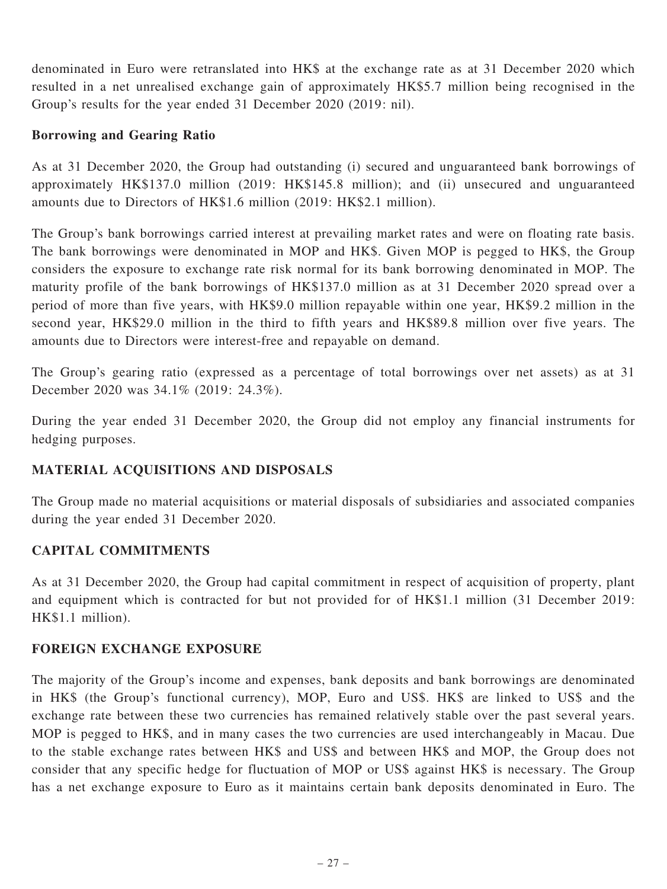denominated in Euro were retranslated into HK$ at the exchange rate as at 31 December 2020 which resulted in a net unrealised exchange gain of approximately HK$5.7 million being recognised in the Group's results for the year ended 31 December 2020 (2019: nil).

**Borrowing and Gearing Ratio**

As at 31 December 2020, the Group had outstanding (i) secured and unguaranteed bank borrowings of approximately HK$137.0 million (2019: HK$145.8 million); and (ii) unsecured and unguaranteed amounts due to Directors of HK$1.6 million (2019: HK$2.1 million).

The Group's bank borrowings carried interest at prevailing market rates and were on floating rate basis. The bank borrowings were denominated in MOP and HK$. Given MOP is pegged to HK$, the Group considers the exposure to exchange rate risk normal for its bank borrowing denominated in MOP. The maturity profile of the bank borrowings of HK$137.0 million as at 31 December 2020 spread over a period of more than five years, with HK$9.0 million repayable within one year, HK$9.2 million in the second year, HK$29.0 million in the third to fifth years and HK$89.8 million over five years. The amounts due to Directors were interest-free and repayable on demand.

The Group's gearing ratio (expressed as a percentage of total borrowings over net assets) as at 31 December 2020 was 34.1% (2019: 24.3%).

During the year ended 31 December 2020, the Group did not employ any financial instruments for hedging purposes.

## MATERIAL ACQUISITIONS AND DISPOSALS

The Group made no material acquisitions or material disposals of subsidiaries and associated companies during the year ended 31 December 2020.

## CAPITAL COMMITMENTS

As at 31 December 2020, the Group had capital commitment in respect of acquisition of property, plant and equipment which is contracted for but not provided for of HK$1.1 million (31 December 2019: HK$1.1 million).

## FOREIGN EXCHANGE EXPOSURE

The majority of the Group's income and expenses, bank deposits and bank borrowings are denominated in HK$ (the Group's functional currency), MOP, Euro and US$. HK$ are linked to US$ and the exchange rate between these two currencies has remained relatively stable over the past several years. MOP is pegged to HK$, and in many cases the two currencies are used interchangeably in Macau. Due to the stable exchange rates between HK$ and US$ and between HK$ and MOP, the Group does not consider that any specific hedge for fluctuation of MOP or US$ against HK$ is necessary. The Group has a net exchange exposure to Euro as it maintains certain bank deposits denominated in Euro. The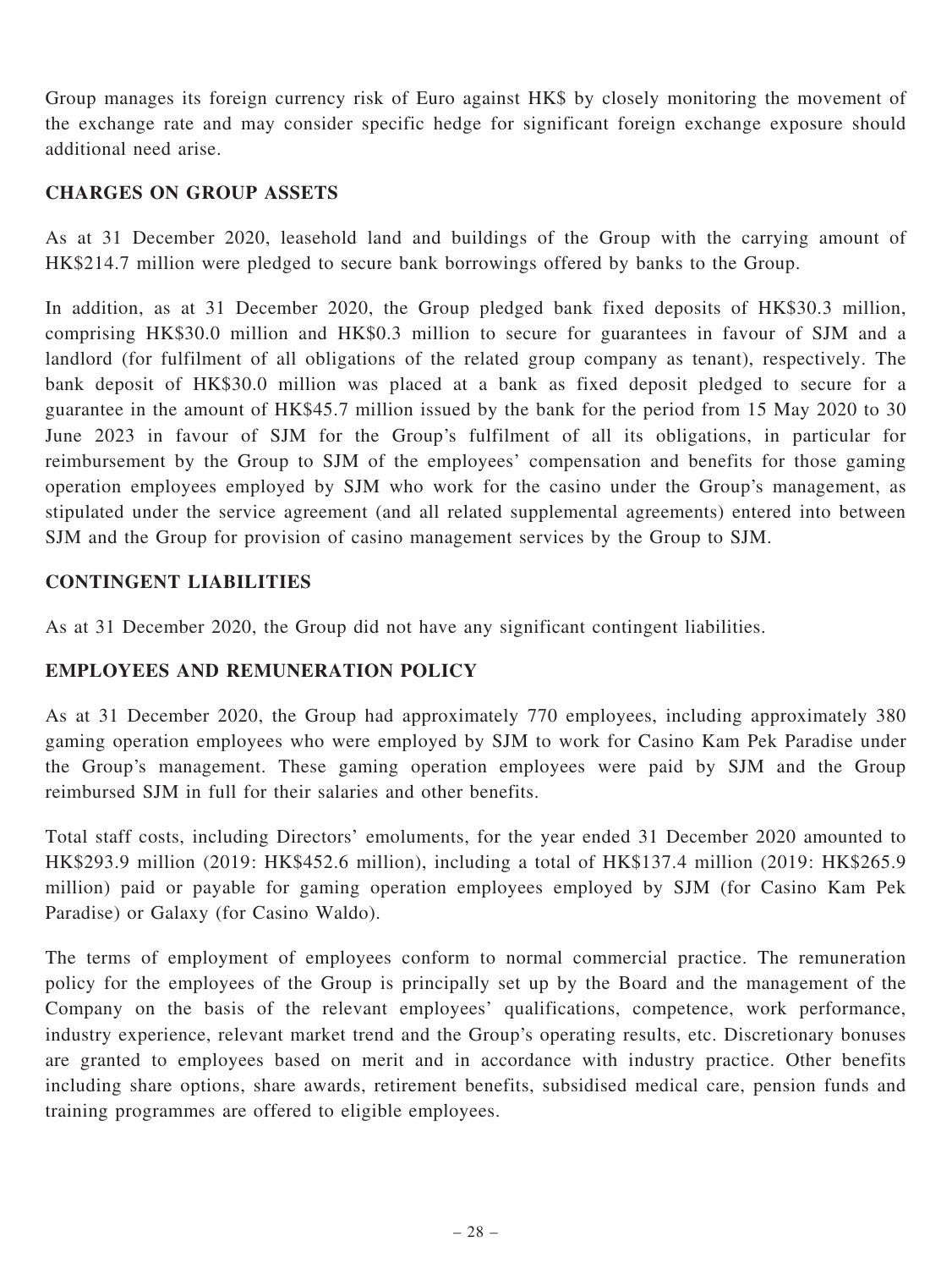Group manages its foreign currency risk of Euro against HK$ by closely monitoring the movement of the exchange rate and may consider specific hedge for significant foreign exchange exposure should additional need arise.

## CHARGES ON GROUP ASSETS

As at 31 December 2020, leasehold land and buildings of the Group with the carrying amount of HK$214.7 million were pledged to secure bank borrowings offered by banks to the Group.

In addition, as at 31 December 2020, the Group pledged bank fixed deposits of HK$30.3 million, comprising HK$30.0 million and HK$0.3 million to secure for guarantees in favour of SJM and a landlord (for fulfilment of all obligations of the related group company as tenant), respectively. The bank deposit of HK$30.0 million was placed at a bank as fixed deposit pledged to secure for a guarantee in the amount of HK$45.7 million issued by the bank for the period from 15 May 2020 to 30 June 2023 in favour of SJM for the Group's fulfilment of all its obligations, in particular for reimbursement by the Group to SJM of the employees' compensation and benefits for those gaming operation employees employed by SJM who work for the casino under the Group's management, as stipulated under the service agreement (and all related supplemental agreements) entered into between SJM and the Group for provision of casino management services by the Group to SJM.

## CONTINGENT LIABILITIES

As at 31 December 2020, the Group did not have any significant contingent liabilities.

## EMPLOYEES AND REMUNERATION POLICY

As at 31 December 2020, the Group had approximately 770 employees, including approximately 380 gaming operation employees who were employed by SJM to work for Casino Kam Pek Paradise under the Group's management. These gaming operation employees were paid by SJM and the Group reimbursed SJM in full for their salaries and other benefits.

Total staff costs, including Directors' emoluments, for the year ended 31 December 2020 amounted to HK$293.9 million (2019: HK$452.6 million), including a total of HK$137.4 million (2019: HK$265.9 million) paid or payable for gaming operation employees employed by SJM (for Casino Kam Pek Paradise) or Galaxy (for Casino Waldo).

The terms of employment of employees conform to normal commercial practice. The remuneration policy for the employees of the Group is principally set up by the Board and the management of the Company on the basis of the relevant employees' qualifications, competence, work performance, industry experience, relevant market trend and the Group's operating results, etc. Discretionary bonuses are granted to employees based on merit and in accordance with industry practice. Other benefits including share options, share awards, retirement benefits, subsidised medical care, pension funds and training programmes are offered to eligible employees.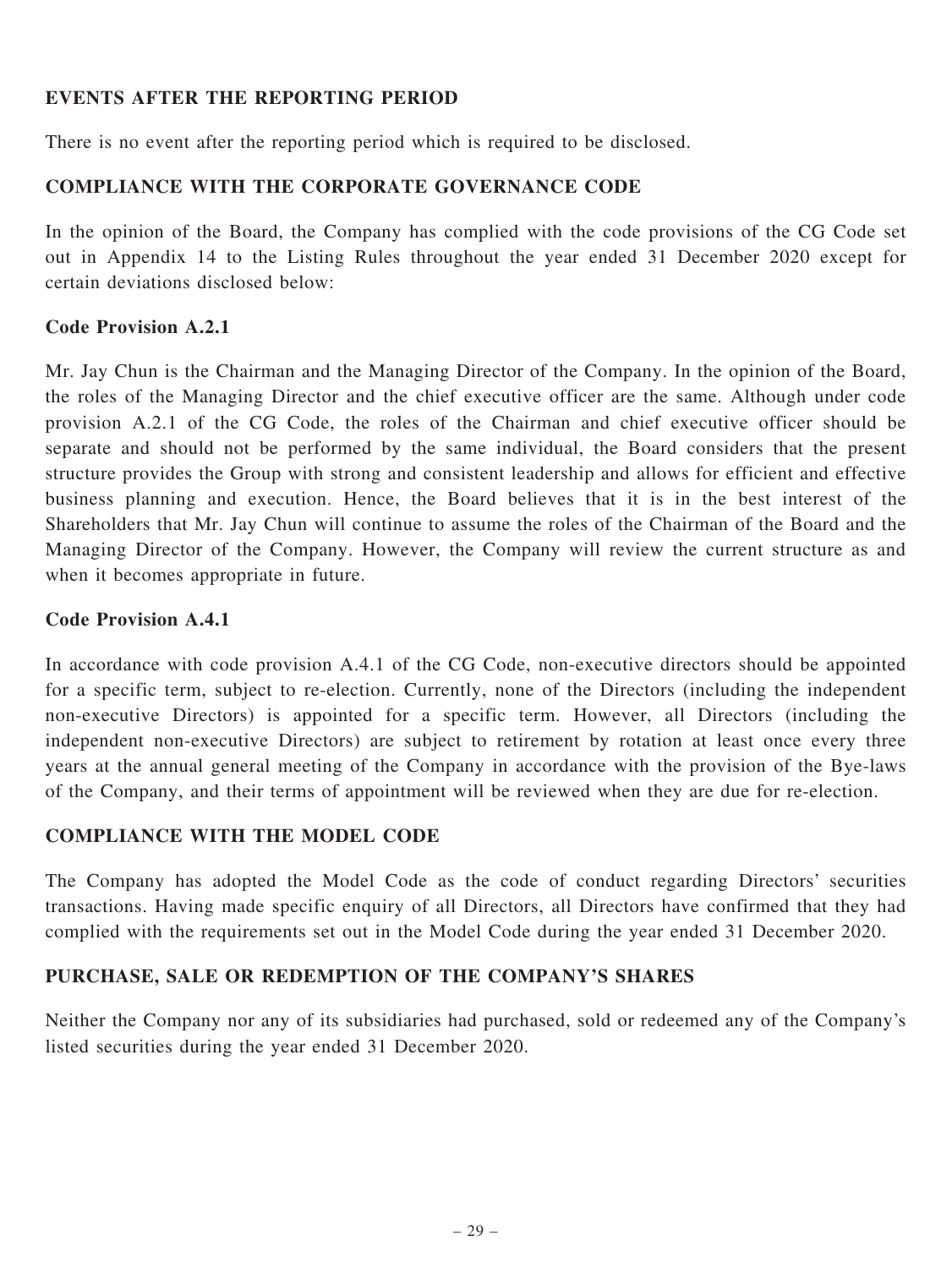## EVENTS AFTER THE REPORTING PERIOD

There is no event after the reporting period which is required to be disclosed.

## COMPLIANCE WITH THE CORPORATE GOVERNANCE CODE

In the opinion of the Board, the Company has complied with the code provisions of the CG Code set out in Appendix 14 to the Listing Rules throughout the year ended 31 December 2020 except for certain deviations disclosed below:

### Code Provision A.2.1

Mr. Jay Chun is the Chairman and the Managing Director of the Company. In the opinion of the Board, the roles of the Managing Director and the chief executive officer are the same. Although under code provision A.2.1 of the CG Code, the roles of the Chairman and chief executive officer should be separate and should not be performed by the same individual, the Board considers that the present structure provides the Group with strong and consistent leadership and allows for efficient and effective business planning and execution. Hence, the Board believes that it is in the best interest of the Shareholders that Mr. Jay Chun will continue to assume the roles of the Chairman of the Board and the Managing Director of the Company. However, the Company will review the current structure as and when it becomes appropriate in future.

### Code Provision A.4.1

In accordance with code provision A.4.1 of the CG Code, non-executive directors should be appointed for a specific term, subject to re-election. Currently, none of the Directors (including the independent non-executive Directors) is appointed for a specific term. However, all Directors (including the independent non-executive Directors) are subject to retirement by rotation at least once every three years at the annual general meeting of the Company in accordance with the provision of the Bye-laws of the Company, and their terms of appointment will be reviewed when they are due for re-election.

## COMPLIANCE WITH THE MODEL CODE

The Company has adopted the Model Code as the code of conduct regarding Directors' securities transactions. Having made specific enquiry of all Directors, all Directors have confirmed that they had complied with the requirements set out in the Model Code during the year ended 31 December 2020.

## PURCHASE, SALE OR REDEMPTION OF THE COMPANY'S SHARES

Neither the Company nor any of its subsidiaries had purchased, sold or redeemed any of the Company's listed securities during the year ended 31 December 2020.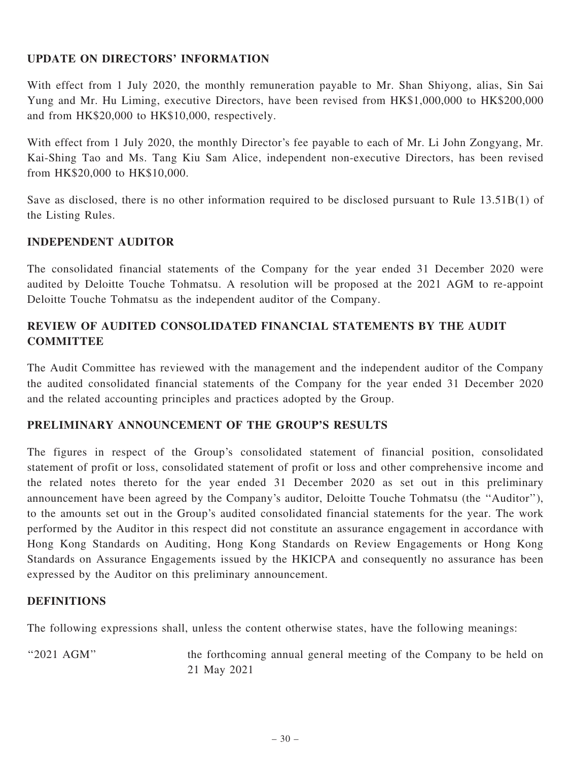## UPDATE ON DIRECTORS' INFORMATION

With effect from 1 July 2020, the monthly remuneration payable to Mr. Shan Shiyong, alias, Sin Sai Yung and Mr. Hu Liming, executive Directors, have been revised from HK$1,000,000 to HK$200,000 and from HK$20,000 to HK$10,000, respectively.

With effect from 1 July 2020, the monthly Director's fee payable to each of Mr. Li John Zongyang, Mr. Kai-Shing Tao and Ms. Tang Kiu Sam Alice, independent non-executive Directors, has been revised from HK$20,000 to HK$10,000.

Save as disclosed, there is no other information required to be disclosed pursuant to Rule 13.51B(1) of the Listing Rules.

## INDEPENDENT AUDITOR

The consolidated financial statements of the Company for the year ended 31 December 2020 were audited by Deloitte Touche Tohmatsu. A resolution will be proposed at the 2021 AGM to re-appoint Deloitte Touche Tohmatsu as the independent auditor of the Company.

## REVIEW OF AUDITED CONSOLIDATED FINANCIAL STATEMENTS BY THE AUDIT COMMITTEE

The Audit Committee has reviewed with the management and the independent auditor of the Company the audited consolidated financial statements of the Company for the year ended 31 December 2020 and the related accounting principles and practices adopted by the Group.

## PRELIMINARY ANNOUNCEMENT OF THE GROUP'S RESULTS

The figures in respect of the Group's consolidated statement of financial position, consolidated statement of profit or loss, consolidated statement of profit or loss and other comprehensive income and the related notes thereto for the year ended 31 December 2020 as set out in this preliminary announcement have been agreed by the Company's auditor, Deloitte Touche Tohmatsu (the "Auditor"), to the amounts set out in the Group's audited consolidated financial statements for the year. The work performed by the Auditor in this respect did not constitute an assurance engagement in accordance with Hong Kong Standards on Auditing, Hong Kong Standards on Review Engagements or Hong Kong Standards on Assurance Engagements issued by the HKICPA and consequently no assurance has been expressed by the Auditor on this preliminary announcement.

## DEFINITIONS

The following expressions shall, unless the content otherwise states, have the following meanings:

| | |
|---|---|
| "2021 AGM" | the forthcoming annual general meeting of the Company to be held on 21 May 2021 |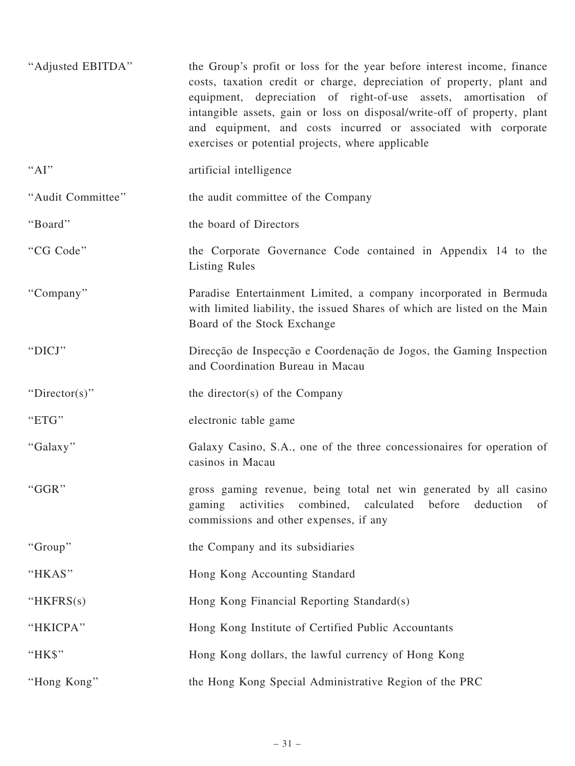| | |
|---|---|
| "Adjusted EBITDA" | the Group's profit or loss for the year before interest income, finance costs, taxation credit or charge, depreciation of property, plant and equipment, depreciation of right-of-use assets, amortisation of intangible assets, gain or loss on disposal/write-off of property, plant and equipment, and costs incurred or associated with corporate exercises or potential projects, where applicable |
| "AI" | artificial intelligence |
| "Audit Committee" | the audit committee of the Company |
| "Board" | the board of Directors |
| "CG Code" | the Corporate Governance Code contained in Appendix 14 to the Listing Rules |
| "Company" | Paradise Entertainment Limited, a company incorporated in Bermuda with limited liability, the issued Shares of which are listed on the Main Board of the Stock Exchange |
| "DICJ" | Direcção de Inspecção e Coordenação de Jogos, the Gaming Inspection and Coordination Bureau in Macau |
| "Director(s)" | the director(s) of the Company |
| "ETG" | electronic table game |
| "Galaxy" | Galaxy Casino, S.A., one of the three concessionaires for operation of casinos in Macau |
| "GGR" | gross gaming revenue, being total net win generated by all casino gaming activities combined, calculated before deduction of commissions and other expenses, if any |
| "Group" | the Company and its subsidiaries |
| "HKAS" | Hong Kong Accounting Standard |
| "HKFRS(s) | Hong Kong Financial Reporting Standard(s) |
| "HKICPA" | Hong Kong Institute of Certified Public Accountants |
| "HK$" | Hong Kong dollars, the lawful currency of Hong Kong |
| "Hong Kong" | the Hong Kong Special Administrative Region of the PRC |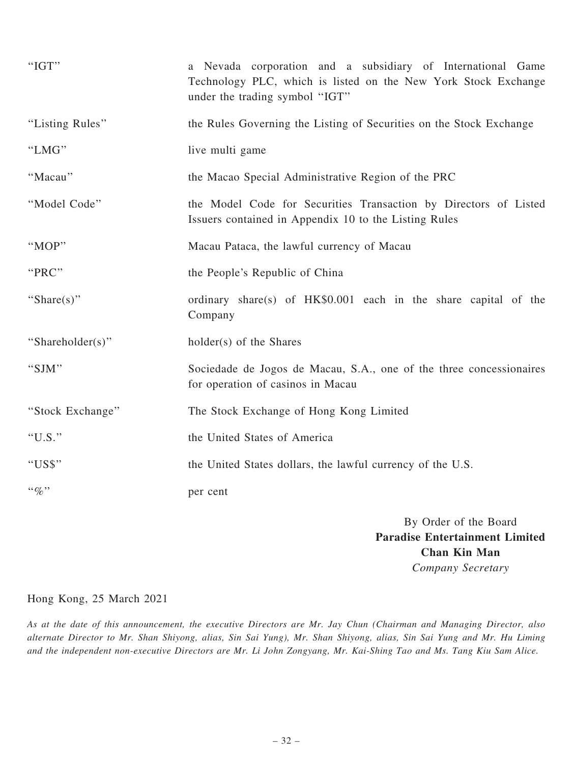| | |
|---|---|
| "IGT" | a Nevada corporation and a subsidiary of International Game Technology PLC, which is listed on the New York Stock Exchange under the trading symbol "IGT" |
| "Listing Rules" | the Rules Governing the Listing of Securities on the Stock Exchange |
| "LMG" | live multi game |
| "Macau" | the Macao Special Administrative Region of the PRC |
| "Model Code" | the Model Code for Securities Transaction by Directors of Listed Issuers contained in Appendix 10 to the Listing Rules |
| "MOP" | Macau Pataca, the lawful currency of Macau |
| "PRC" | the People's Republic of China |
| "Share(s)" | ordinary share(s) of HK$0.001 each in the share capital of the Company |
| "Shareholder(s)" | holder(s) of the Shares |
| "SJM" | Sociedade de Jogos de Macau, S.A., one of the three concessionaires for operation of casinos in Macau |
| "Stock Exchange" | The Stock Exchange of Hong Kong Limited |
| "U.S." | the United States of America |
| "US$" | the United States dollars, the lawful currency of the U.S. |
| "%" | per cent |

By Order of the Board
**Paradise Entertainment Limited**
**Chan Kin Man**
*Company Secretary*

Hong Kong, 25 March 2021

*As at the date of this announcement, the executive Directors are Mr. Jay Chun (Chairman and Managing Director, also alternate Director to Mr. Shan Shiyong, alias, Sin Sai Yung), Mr. Shan Shiyong, alias, Sin Sai Yung and Mr. Hu Liming and the independent non-executive Directors are Mr. Li John Zongyang, Mr. Kai-Shing Tao and Ms. Tang Kiu Sam Alice.*